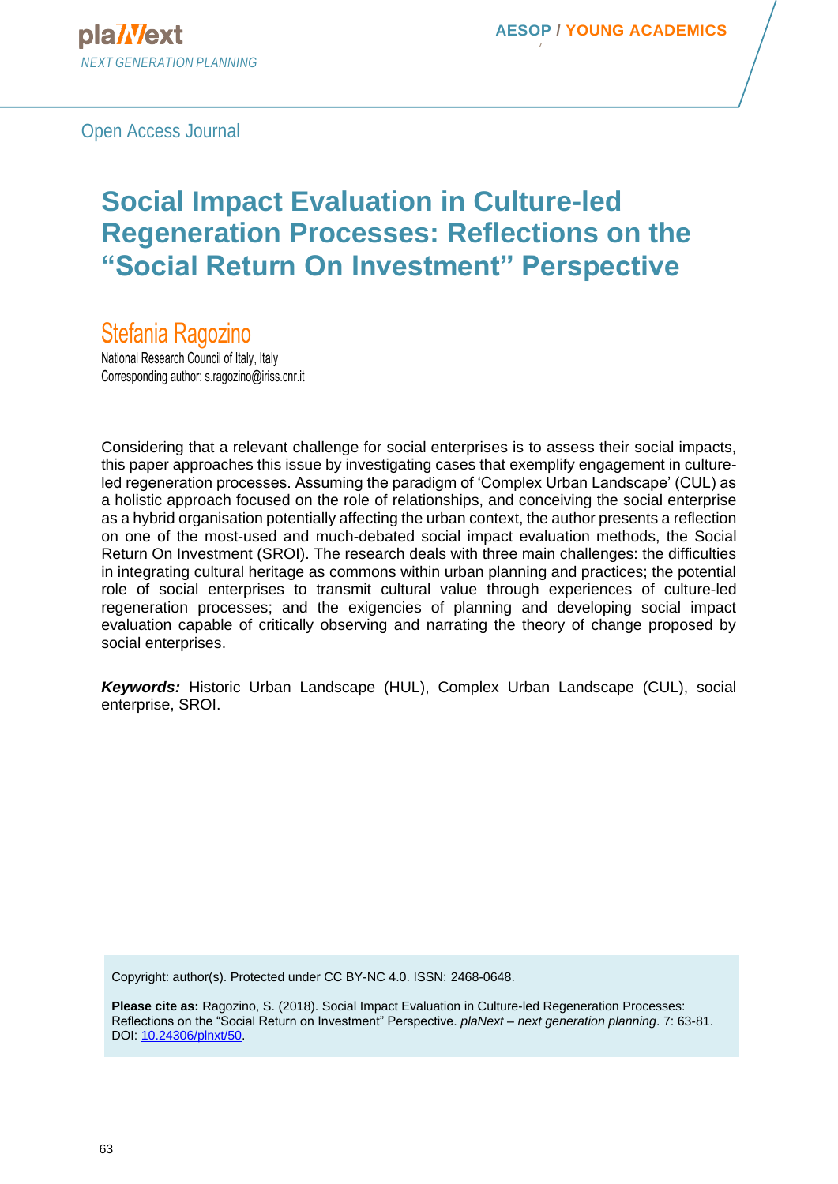Open Access Journal

# Social Impact Evaluation in Culture-led Regeneration Processes: Reflections on the "Social Return On Investment" Perspective

## Stefania Ragozino

National Research Council of Italy, Italy
Corresponding author: s.ragozino@iriss.cnr.it

Considering that a relevant challenge for social enterprises is to assess their social impacts, this paper approaches this issue by investigating cases that exemplify engagement in culture-led regeneration processes. Assuming the paradigm of 'Complex Urban Landscape' (CUL) as a holistic approach focused on the role of relationships, and conceiving the social enterprise as a hybrid organisation potentially affecting the urban context, the author presents a reflection on one of the most-used and much-debated social impact evaluation methods, the Social Return On Investment (SROI). The research deals with three main challenges: the difficulties in integrating cultural heritage as commons within urban planning and practices; the potential role of social enterprises to transmit cultural value through experiences of culture-led regeneration processes; and the exigencies of planning and developing social impact evaluation capable of critically observing and narrating the theory of change proposed by social enterprises.

***Keywords:*** Historic Urban Landscape (HUL), Complex Urban Landscape (CUL), social enterprise, SROI.

Copyright: author(s). Protected under CC BY-NC 4.0. ISSN: 2468-0648.

**Please cite as:** Ragozino, S. (2018). Social Impact Evaluation in Culture-led Regeneration Processes: Reflections on the "Social Return on Investment" Perspective. *plaNext – next generation planning*. 7: 63-81. DOI: 10.24306/plnxt/50.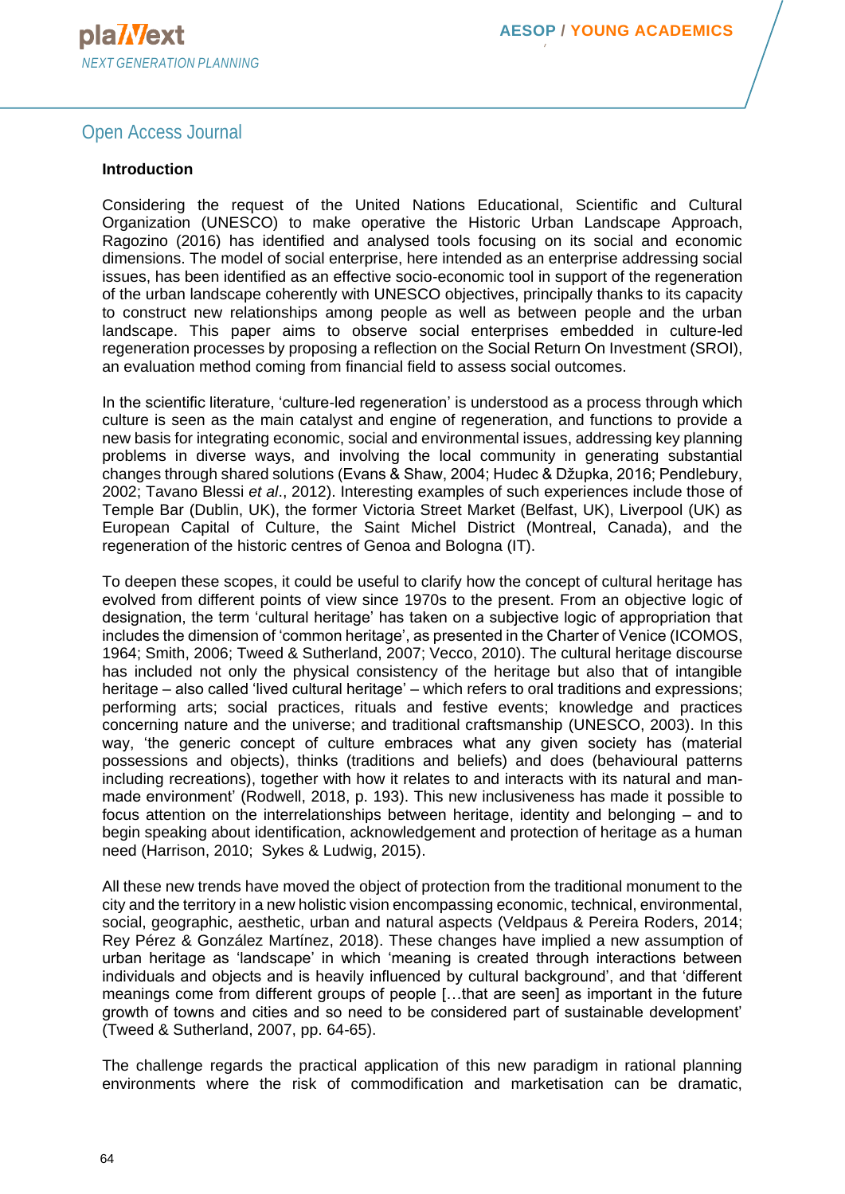Open Access Journal

## Introduction

Considering the request of the United Nations Educational, Scientific and Cultural Organization (UNESCO) to make operative the Historic Urban Landscape Approach, Ragozino (2016) has identified and analysed tools focusing on its social and economic dimensions. The model of social enterprise, here intended as an enterprise addressing social issues, has been identified as an effective socio-economic tool in support of the regeneration of the urban landscape coherently with UNESCO objectives, principally thanks to its capacity to construct new relationships among people as well as between people and the urban landscape. This paper aims to observe social enterprises embedded in culture-led regeneration processes by proposing a reflection on the Social Return On Investment (SROI), an evaluation method coming from financial field to assess social outcomes.

In the scientific literature, 'culture-led regeneration' is understood as a process through which culture is seen as the main catalyst and engine of regeneration, and functions to provide a new basis for integrating economic, social and environmental issues, addressing key planning problems in diverse ways, and involving the local community in generating substantial changes through shared solutions (Evans & Shaw, 2004; Hudec & Džupka, 2016; Pendlebury, 2002; Tavano Blessi *et al*., 2012). Interesting examples of such experiences include those of Temple Bar (Dublin, UK), the former Victoria Street Market (Belfast, UK), Liverpool (UK) as European Capital of Culture, the Saint Michel District (Montreal, Canada), and the regeneration of the historic centres of Genoa and Bologna (IT).

To deepen these scopes, it could be useful to clarify how the concept of cultural heritage has evolved from different points of view since 1970s to the present. From an objective logic of designation, the term 'cultural heritage' has taken on a subjective logic of appropriation that includes the dimension of 'common heritage', as presented in the Charter of Venice (ICOMOS, 1964; Smith, 2006; Tweed & Sutherland, 2007; Vecco, 2010). The cultural heritage discourse has included not only the physical consistency of the heritage but also that of intangible heritage – also called 'lived cultural heritage' – which refers to oral traditions and expressions; performing arts; social practices, rituals and festive events; knowledge and practices concerning nature and the universe; and traditional craftsmanship (UNESCO, 2003). In this way, 'the generic concept of culture embraces what any given society has (material possessions and objects), thinks (traditions and beliefs) and does (behavioural patterns including recreations), together with how it relates to and interacts with its natural and man-made environment' (Rodwell, 2018, p. 193). This new inclusiveness has made it possible to focus attention on the interrelationships between heritage, identity and belonging – and to begin speaking about identification, acknowledgement and protection of heritage as a human need (Harrison, 2010; Sykes & Ludwig, 2015).

All these new trends have moved the object of protection from the traditional monument to the city and the territory in a new holistic vision encompassing economic, technical, environmental, social, geographic, aesthetic, urban and natural aspects (Veldpaus & Pereira Roders, 2014; Rey Pérez & González Martínez, 2018). These changes have implied a new assumption of urban heritage as 'landscape' in which 'meaning is created through interactions between individuals and objects and is heavily influenced by cultural background', and that 'different meanings come from different groups of people […that are seen] as important in the future growth of towns and cities and so need to be considered part of sustainable development' (Tweed & Sutherland, 2007, pp. 64-65).

The challenge regards the practical application of this new paradigm in rational planning environments where the risk of commodification and marketisation can be dramatic,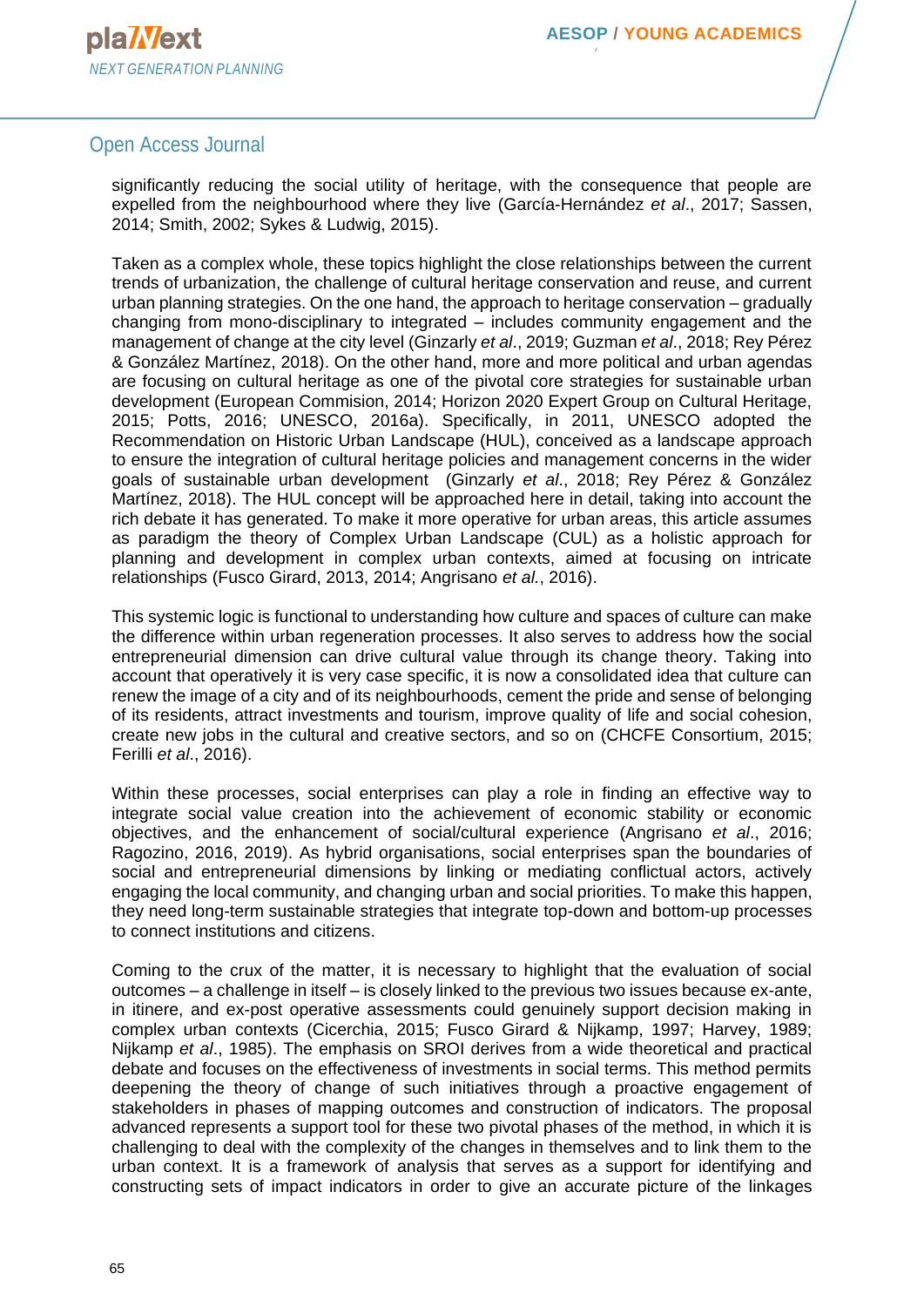significantly reducing the social utility of heritage, with the consequence that people are expelled from the neighbourhood where they live (García-Hernández *et al*., 2017; Sassen, 2014; Smith, 2002; Sykes & Ludwig, 2015).

Taken as a complex whole, these topics highlight the close relationships between the current trends of urbanization, the challenge of cultural heritage conservation and reuse, and current urban planning strategies. On the one hand, the approach to heritage conservation – gradually changing from mono-disciplinary to integrated – includes community engagement and the management of change at the city level (Ginzarly *et al*., 2019; Guzman *et al*., 2018; Rey Pérez & González Martínez, 2018). On the other hand, more and more political and urban agendas are focusing on cultural heritage as one of the pivotal core strategies for sustainable urban development (European Commision, 2014; Horizon 2020 Expert Group on Cultural Heritage, 2015; Potts, 2016; UNESCO, 2016a). Specifically, in 2011, UNESCO adopted the Recommendation on Historic Urban Landscape (HUL), conceived as a landscape approach to ensure the integration of cultural heritage policies and management concerns in the wider goals of sustainable urban development (Ginzarly *et al*., 2018; Rey Pérez & González Martínez, 2018). The HUL concept will be approached here in detail, taking into account the rich debate it has generated. To make it more operative for urban areas, this article assumes as paradigm the theory of Complex Urban Landscape (CUL) as a holistic approach for planning and development in complex urban contexts, aimed at focusing on intricate relationships (Fusco Girard, 2013, 2014; Angrisano *et al.*, 2016).

This systemic logic is functional to understanding how culture and spaces of culture can make the difference within urban regeneration processes. It also serves to address how the social entrepreneurial dimension can drive cultural value through its change theory. Taking into account that operatively it is very case specific, it is now a consolidated idea that culture can renew the image of a city and of its neighbourhoods, cement the pride and sense of belonging of its residents, attract investments and tourism, improve quality of life and social cohesion, create new jobs in the cultural and creative sectors, and so on (CHCFE Consortium, 2015; Ferilli *et al*., 2016).

Within these processes, social enterprises can play a role in finding an effective way to integrate social value creation into the achievement of economic stability or economic objectives, and the enhancement of social/cultural experience (Angrisano *et al*., 2016; Ragozino, 2016, 2019). As hybrid organisations, social enterprises span the boundaries of social and entrepreneurial dimensions by linking or mediating conflictual actors, actively engaging the local community, and changing urban and social priorities. To make this happen, they need long-term sustainable strategies that integrate top-down and bottom-up processes to connect institutions and citizens.

Coming to the crux of the matter, it is necessary to highlight that the evaluation of social outcomes – a challenge in itself – is closely linked to the previous two issues because ex-ante, in itinere, and ex-post operative assessments could genuinely support decision making in complex urban contexts (Cicerchia, 2015; Fusco Girard & Nijkamp, 1997; Harvey, 1989; Nijkamp *et al*., 1985). The emphasis on SROI derives from a wide theoretical and practical debate and focuses on the effectiveness of investments in social terms. This method permits deepening the theory of change of such initiatives through a proactive engagement of stakeholders in phases of mapping outcomes and construction of indicators. The proposal advanced represents a support tool for these two pivotal phases of the method, in which it is challenging to deal with the complexity of the changes in themselves and to link them to the urban context. It is a framework of analysis that serves as a support for identifying and constructing sets of impact indicators in order to give an accurate picture of the linkages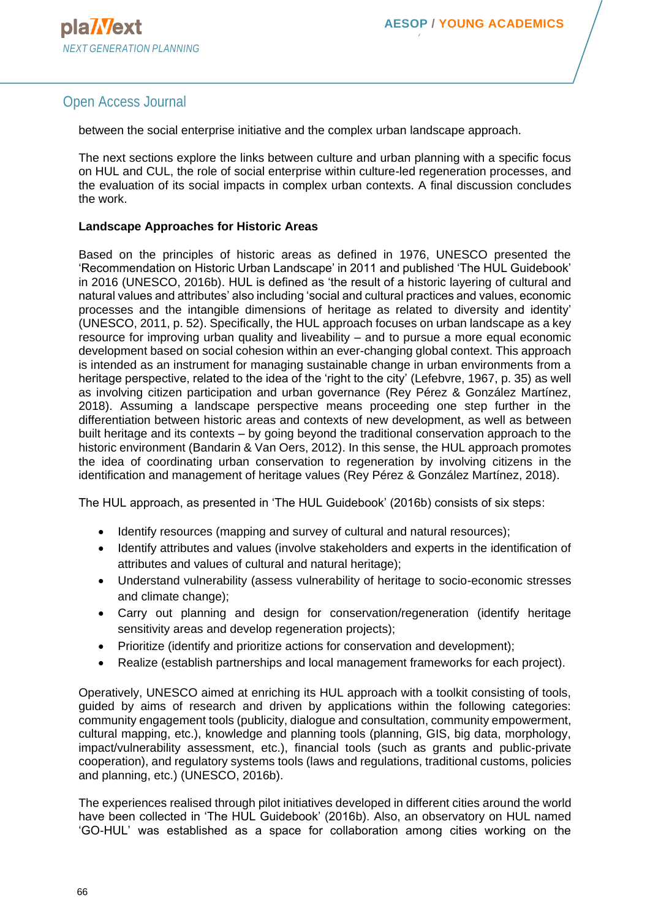between the social enterprise initiative and the complex urban landscape approach.

The next sections explore the links between culture and urban planning with a specific focus on HUL and CUL, the role of social enterprise within culture-led regeneration processes, and the evaluation of its social impacts in complex urban contexts. A final discussion concludes the work.

**Landscape Approaches for Historic Areas**

Based on the principles of historic areas as defined in 1976, UNESCO presented the 'Recommendation on Historic Urban Landscape' in 2011 and published 'The HUL Guidebook' in 2016 (UNESCO, 2016b). HUL is defined as 'the result of a historic layering of cultural and natural values and attributes' also including 'social and cultural practices and values, economic processes and the intangible dimensions of heritage as related to diversity and identity' (UNESCO, 2011, p. 52). Specifically, the HUL approach focuses on urban landscape as a key resource for improving urban quality and liveability – and to pursue a more equal economic development based on social cohesion within an ever-changing global context. This approach is intended as an instrument for managing sustainable change in urban environments from a heritage perspective, related to the idea of the 'right to the city' (Lefebvre, 1967, p. 35) as well as involving citizen participation and urban governance (Rey Pérez & González Martínez, 2018). Assuming a landscape perspective means proceeding one step further in the differentiation between historic areas and contexts of new development, as well as between built heritage and its contexts – by going beyond the traditional conservation approach to the historic environment (Bandarin & Van Oers, 2012). In this sense, the HUL approach promotes the idea of coordinating urban conservation to regeneration by involving citizens in the identification and management of heritage values (Rey Pérez & González Martínez, 2018).

The HUL approach, as presented in 'The HUL Guidebook' (2016b) consists of six steps:

- Identify resources (mapping and survey of cultural and natural resources);
- Identify attributes and values (involve stakeholders and experts in the identification of attributes and values of cultural and natural heritage);
- Understand vulnerability (assess vulnerability of heritage to socio-economic stresses and climate change);
- Carry out planning and design for conservation/regeneration (identify heritage sensitivity areas and develop regeneration projects);
- Prioritize (identify and prioritize actions for conservation and development);
- Realize (establish partnerships and local management frameworks for each project).

Operatively, UNESCO aimed at enriching its HUL approach with a toolkit consisting of tools, guided by aims of research and driven by applications within the following categories: community engagement tools (publicity, dialogue and consultation, community empowerment, cultural mapping, etc.), knowledge and planning tools (planning, GIS, big data, morphology, impact/vulnerability assessment, etc.), financial tools (such as grants and public-private cooperation), and regulatory systems tools (laws and regulations, traditional customs, policies and planning, etc.) (UNESCO, 2016b).

The experiences realised through pilot initiatives developed in different cities around the world have been collected in 'The HUL Guidebook' (2016b). Also, an observatory on HUL named 'GO-HUL' was established as a space for collaboration among cities working on the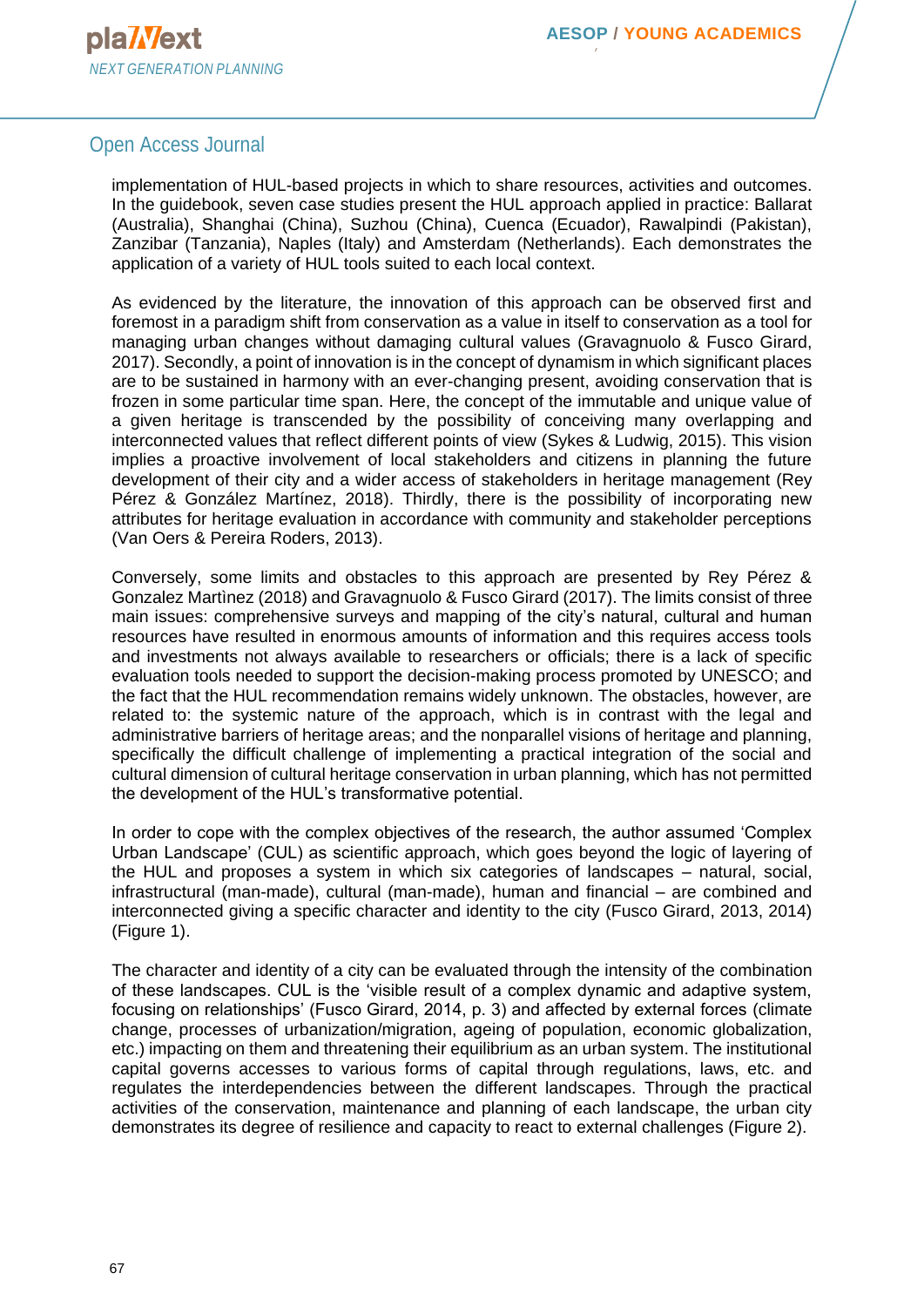implementation of HUL-based projects in which to share resources, activities and outcomes. In the guidebook, seven case studies present the HUL approach applied in practice: Ballarat (Australia), Shanghai (China), Suzhou (China), Cuenca (Ecuador), Rawalpindi (Pakistan), Zanzibar (Tanzania), Naples (Italy) and Amsterdam (Netherlands). Each demonstrates the application of a variety of HUL tools suited to each local context.

As evidenced by the literature, the innovation of this approach can be observed first and foremost in a paradigm shift from conservation as a value in itself to conservation as a tool for managing urban changes without damaging cultural values (Gravagnuolo & Fusco Girard, 2017). Secondly, a point of innovation is in the concept of dynamism in which significant places are to be sustained in harmony with an ever-changing present, avoiding conservation that is frozen in some particular time span. Here, the concept of the immutable and unique value of a given heritage is transcended by the possibility of conceiving many overlapping and interconnected values that reflect different points of view (Sykes & Ludwig, 2015). This vision implies a proactive involvement of local stakeholders and citizens in planning the future development of their city and a wider access of stakeholders in heritage management (Rey Pérez & González Martínez, 2018). Thirdly, there is the possibility of incorporating new attributes for heritage evaluation in accordance with community and stakeholder perceptions (Van Oers & Pereira Roders, 2013).

Conversely, some limits and obstacles to this approach are presented by Rey Pérez & Gonzalez Martìnez (2018) and Gravagnuolo & Fusco Girard (2017). The limits consist of three main issues: comprehensive surveys and mapping of the city's natural, cultural and human resources have resulted in enormous amounts of information and this requires access tools and investments not always available to researchers or officials; there is a lack of specific evaluation tools needed to support the decision-making process promoted by UNESCO; and the fact that the HUL recommendation remains widely unknown. The obstacles, however, are related to: the systemic nature of the approach, which is in contrast with the legal and administrative barriers of heritage areas; and the nonparallel visions of heritage and planning, specifically the difficult challenge of implementing a practical integration of the social and cultural dimension of cultural heritage conservation in urban planning, which has not permitted the development of the HUL's transformative potential.

In order to cope with the complex objectives of the research, the author assumed 'Complex Urban Landscape' (CUL) as scientific approach, which goes beyond the logic of layering of the HUL and proposes a system in which six categories of landscapes – natural, social, infrastructural (man-made), cultural (man-made), human and financial – are combined and interconnected giving a specific character and identity to the city (Fusco Girard, 2013, 2014) (Figure 1).

The character and identity of a city can be evaluated through the intensity of the combination of these landscapes. CUL is the 'visible result of a complex dynamic and adaptive system, focusing on relationships' (Fusco Girard, 2014, p. 3) and affected by external forces (climate change, processes of urbanization/migration, ageing of population, economic globalization, etc.) impacting on them and threatening their equilibrium as an urban system. The institutional capital governs accesses to various forms of capital through regulations, laws, etc. and regulates the interdependencies between the different landscapes. Through the practical activities of the conservation, maintenance and planning of each landscape, the urban city demonstrates its degree of resilience and capacity to react to external challenges (Figure 2).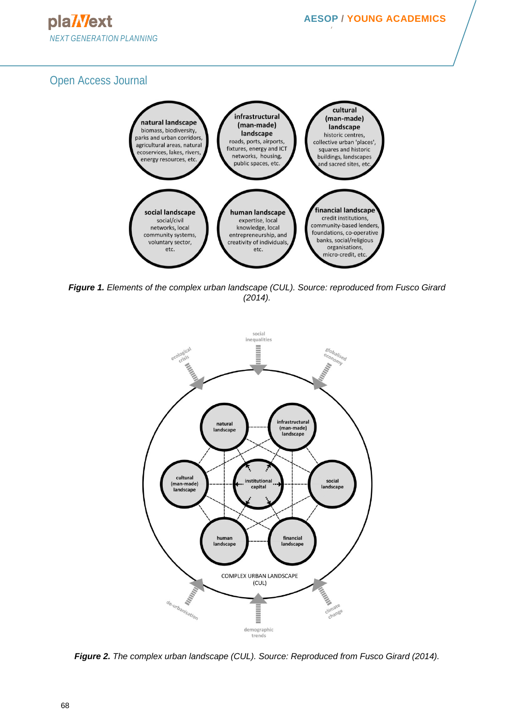| natural landscape | infrastructural (man-made) landscape | cultural (man-made) landscape |
|---|---|---|
| biomass, biodiversity, parks and urban corridors, agricultural areas, natural ecoservices, lakes, rivers, energy resources, etc. | roads, ports, airports, fixtures, energy and ICT networks, housing, public spaces, etc. | historic centres, collective urban 'places', squares and historic buildings, landscapes and sacred sites, etc. |

| social landscape | human landscape | financial landscape |
|---|---|---|
| social/civil networks, local community systems, voluntary sector, etc. | expertise, local knowledge, local entrepreneurship, and creativity of individuals, etc. | credit institutions, community-based lenders, foundations, co-operative banks, social/religious organisations, micro-credit, etc. |

***Figure 1.*** *Elements of the complex urban landscape (CUL). Source: reproduced from Fusco Girard (2014).*

***Figure 2.*** *The complex urban landscape (CUL). Source: Reproduced from Fusco Girard (2014).*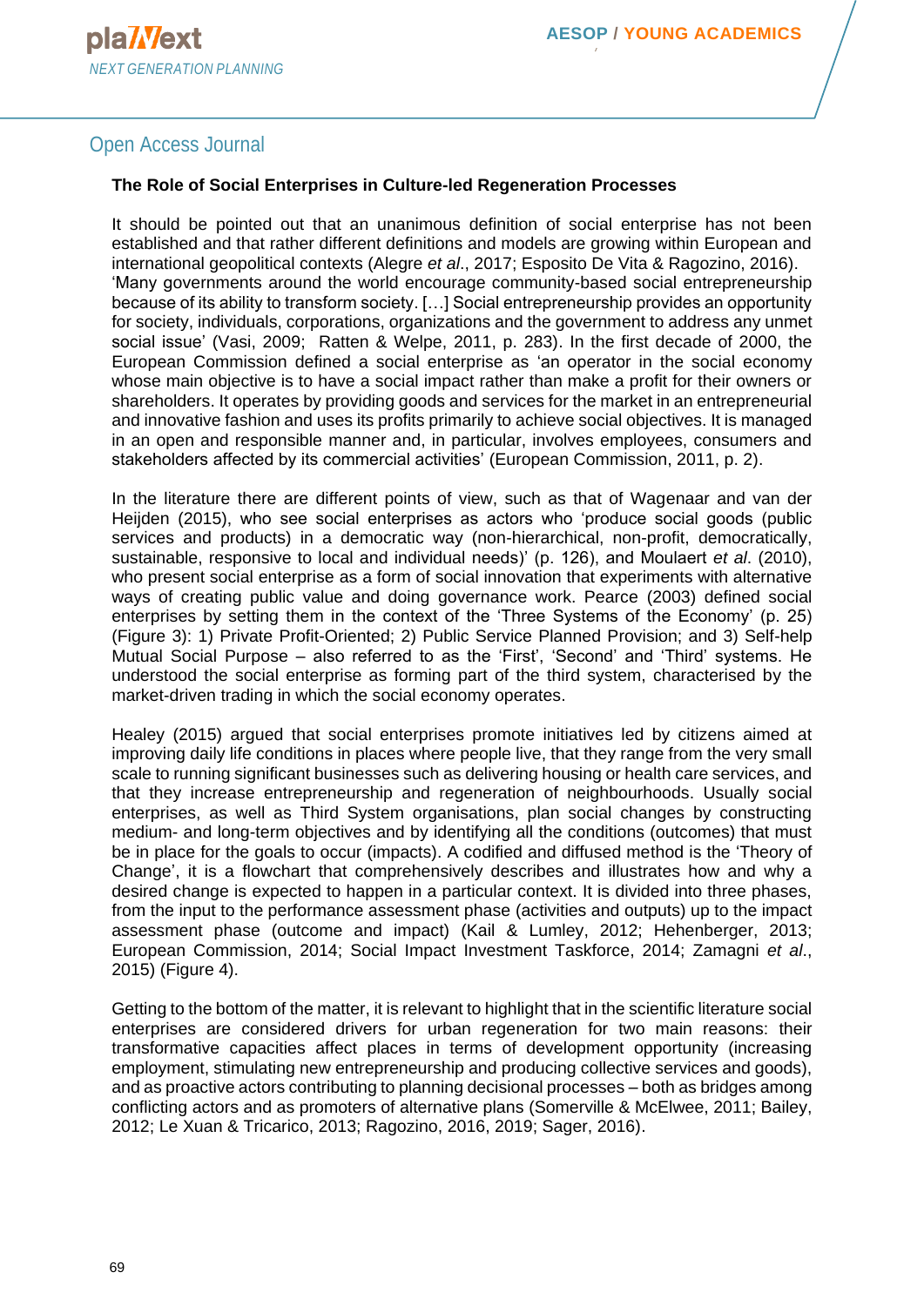**The Role of Social Enterprises in Culture-led Regeneration Processes**

It should be pointed out that an unanimous definition of social enterprise has not been established and that rather different definitions and models are growing within European and international geopolitical contexts (Alegre *et al*., 2017; Esposito De Vita & Ragozino, 2016). ‘Many governments around the world encourage community-based social entrepreneurship because of its ability to transform society. […] Social entrepreneurship provides an opportunity for society, individuals, corporations, organizations and the government to address any unmet social issue’ (Vasi, 2009; Ratten & Welpe, 2011, p. 283). In the first decade of 2000, the European Commission defined a social enterprise as ‘an operator in the social economy whose main objective is to have a social impact rather than make a profit for their owners or shareholders. It operates by providing goods and services for the market in an entrepreneurial and innovative fashion and uses its profits primarily to achieve social objectives. It is managed in an open and responsible manner and, in particular, involves employees, consumers and stakeholders affected by its commercial activities’ (European Commission, 2011, p. 2).

In the literature there are different points of view, such as that of Wagenaar and van der Heijden (2015), who see social enterprises as actors who ‘produce social goods (public services and products) in a democratic way (non-hierarchical, non-profit, democratically, sustainable, responsive to local and individual needs)’ (p. 126), and Moulaert *et al*. (2010), who present social enterprise as a form of social innovation that experiments with alternative ways of creating public value and doing governance work. Pearce (2003) defined social enterprises by setting them in the context of the ‘Three Systems of the Economy’ (p. 25) (Figure 3): 1) Private Profit-Oriented; 2) Public Service Planned Provision; and 3) Self-help Mutual Social Purpose – also referred to as the ‘First’, ‘Second’ and ‘Third’ systems. He understood the social enterprise as forming part of the third system, characterised by the market-driven trading in which the social economy operates.

Healey (2015) argued that social enterprises promote initiatives led by citizens aimed at improving daily life conditions in places where people live, that they range from the very small scale to running significant businesses such as delivering housing or health care services, and that they increase entrepreneurship and regeneration of neighbourhoods. Usually social enterprises, as well as Third System organisations, plan social changes by constructing medium- and long-term objectives and by identifying all the conditions (outcomes) that must be in place for the goals to occur (impacts). A codified and diffused method is the ‘Theory of Change’, it is a flowchart that comprehensively describes and illustrates how and why a desired change is expected to happen in a particular context. It is divided into three phases, from the input to the performance assessment phase (activities and outputs) up to the impact assessment phase (outcome and impact) (Kail & Lumley, 2012; Hehenberger, 2013; European Commission, 2014; Social Impact Investment Taskforce, 2014; Zamagni *et al*., 2015) (Figure 4).

Getting to the bottom of the matter, it is relevant to highlight that in the scientific literature social enterprises are considered drivers for urban regeneration for two main reasons: their transformative capacities affect places in terms of development opportunity (increasing employment, stimulating new entrepreneurship and producing collective services and goods), and as proactive actors contributing to planning decisional processes – both as bridges among conflicting actors and as promoters of alternative plans (Somerville & McElwee, 2011; Bailey, 2012; Le Xuan & Tricarico, 2013; Ragozino, 2016, 2019; Sager, 2016).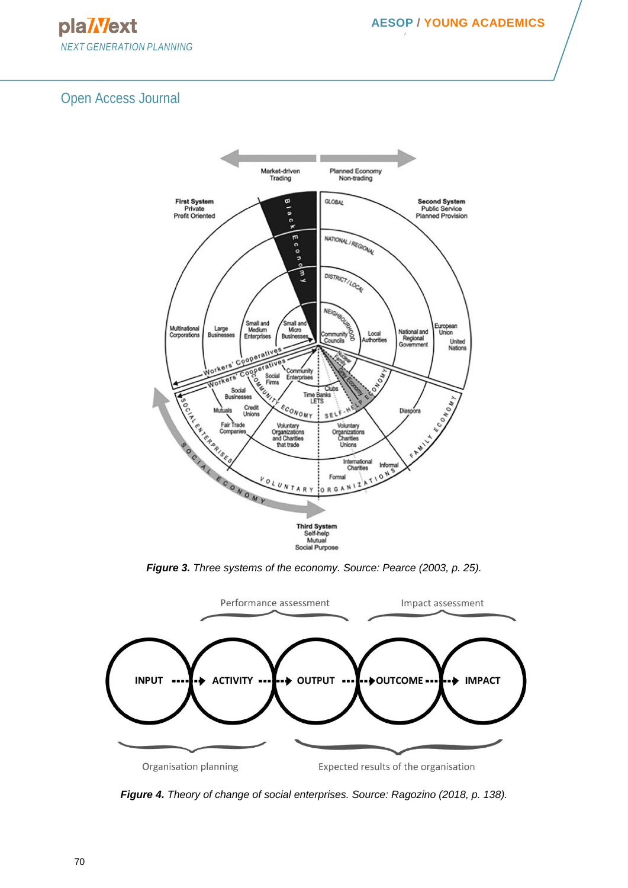Figure 3. Three systems of the economy. Source: Pearce (2003, p. 25).

Figure 4. Theory of change of social enterprises. Source: Ragozino (2018, p. 138).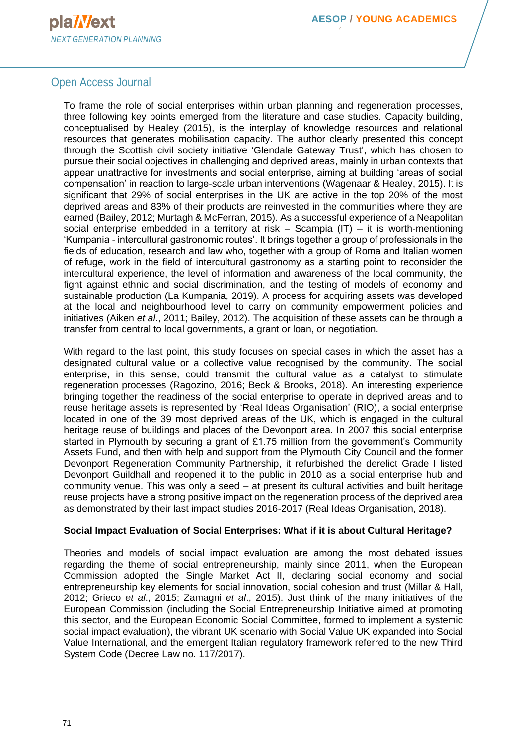To frame the role of social enterprises within urban planning and regeneration processes, three following key points emerged from the literature and case studies. Capacity building, conceptualised by Healey (2015), is the interplay of knowledge resources and relational resources that generates mobilisation capacity. The author clearly presented this concept through the Scottish civil society initiative 'Glendale Gateway Trust', which has chosen to pursue their social objectives in challenging and deprived areas, mainly in urban contexts that appear unattractive for investments and social enterprise, aiming at building 'areas of social compensation' in reaction to large-scale urban interventions (Wagenaar & Healey, 2015). It is significant that 29% of social enterprises in the UK are active in the top 20% of the most deprived areas and 83% of their products are reinvested in the communities where they are earned (Bailey, 2012; Murtagh & McFerran, 2015). As a successful experience of a Neapolitan social enterprise embedded in a territory at risk – Scampia (IT) – it is worth-mentioning 'Kumpania - intercultural gastronomic routes'. It brings together a group of professionals in the fields of education, research and law who, together with a group of Roma and Italian women of refuge, work in the field of intercultural gastronomy as a starting point to reconsider the intercultural experience, the level of information and awareness of the local community, the fight against ethnic and social discrimination, and the testing of models of economy and sustainable production (La Kumpania, 2019). A process for acquiring assets was developed at the local and neighbourhood level to carry on community empowerment policies and initiatives (Aiken *et al*., 2011; Bailey, 2012). The acquisition of these assets can be through a transfer from central to local governments, a grant or loan, or negotiation.

With regard to the last point, this study focuses on special cases in which the asset has a designated cultural value or a collective value recognised by the community. The social enterprise, in this sense, could transmit the cultural value as a catalyst to stimulate regeneration processes (Ragozino, 2016; Beck & Brooks, 2018). An interesting experience bringing together the readiness of the social enterprise to operate in deprived areas and to reuse heritage assets is represented by 'Real Ideas Organisation' (RIO), a social enterprise located in one of the 39 most deprived areas of the UK, which is engaged in the cultural heritage reuse of buildings and places of the Devonport area. In 2007 this social enterprise started in Plymouth by securing a grant of £1.75 million from the government's Community Assets Fund, and then with help and support from the Plymouth City Council and the former Devonport Regeneration Community Partnership, it refurbished the derelict Grade I listed Devonport Guildhall and reopened it to the public in 2010 as a social enterprise hub and community venue. This was only a seed – at present its cultural activities and built heritage reuse projects have a strong positive impact on the regeneration process of the deprived area as demonstrated by their last impact studies 2016-2017 (Real Ideas Organisation, 2018).

**Social Impact Evaluation of Social Enterprises: What if it is about Cultural Heritage?**

Theories and models of social impact evaluation are among the most debated issues regarding the theme of social entrepreneurship, mainly since 2011, when the European Commission adopted the Single Market Act II, declaring social economy and social entrepreneurship key elements for social innovation, social cohesion and trust (Millar & Hall, 2012; Grieco *et al*., 2015; Zamagni *et al*., 2015). Just think of the many initiatives of the European Commission (including the Social Entrepreneurship Initiative aimed at promoting this sector, and the European Economic Social Committee, formed to implement a systemic social impact evaluation), the vibrant UK scenario with Social Value UK expanded into Social Value International, and the emergent Italian regulatory framework referred to the new Third System Code (Decree Law no. 117/2017).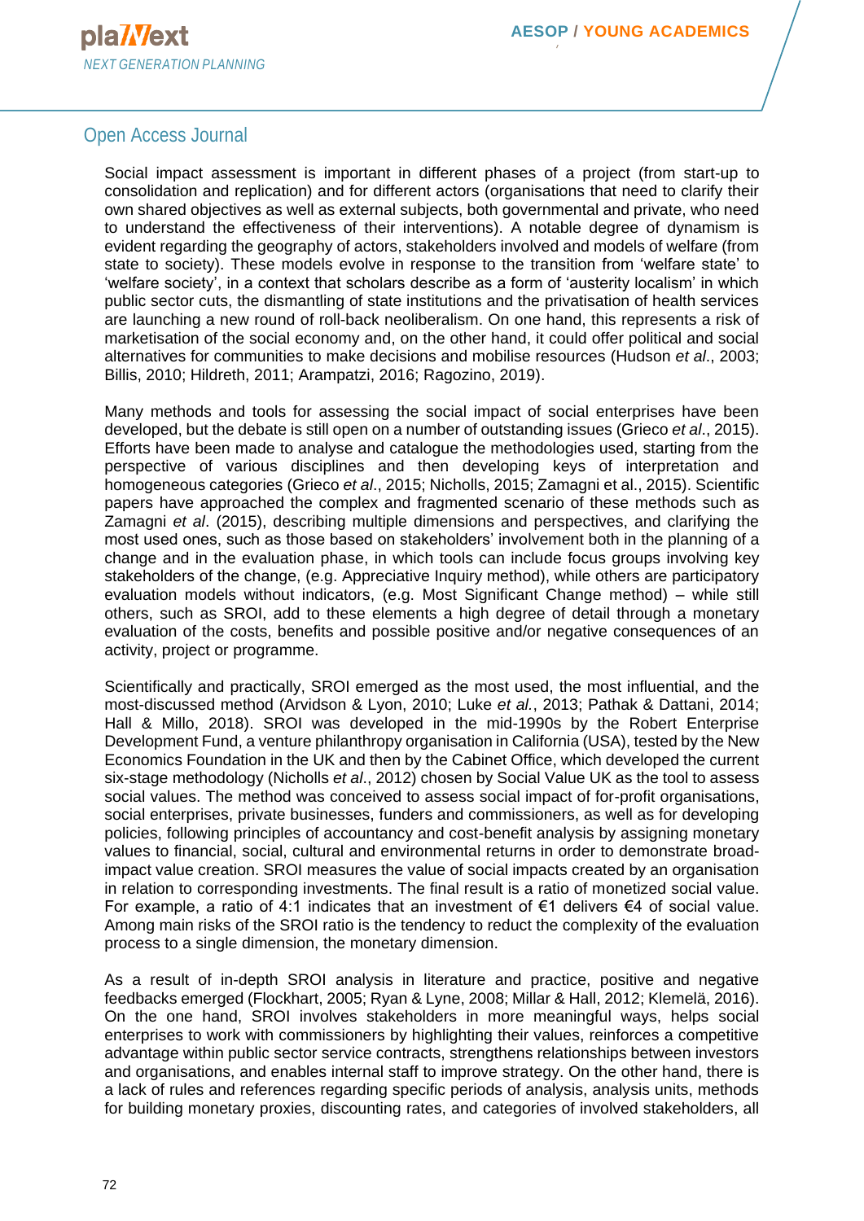Social impact assessment is important in different phases of a project (from start-up to consolidation and replication) and for different actors (organisations that need to clarify their own shared objectives as well as external subjects, both governmental and private, who need to understand the effectiveness of their interventions). A notable degree of dynamism is evident regarding the geography of actors, stakeholders involved and models of welfare (from state to society). These models evolve in response to the transition from 'welfare state' to 'welfare society', in a context that scholars describe as a form of 'austerity localism' in which public sector cuts, the dismantling of state institutions and the privatisation of health services are launching a new round of roll-back neoliberalism. On one hand, this represents a risk of marketisation of the social economy and, on the other hand, it could offer political and social alternatives for communities to make decisions and mobilise resources (Hudson *et al*., 2003; Billis, 2010; Hildreth, 2011; Arampatzi, 2016; Ragozino, 2019).

Many methods and tools for assessing the social impact of social enterprises have been developed, but the debate is still open on a number of outstanding issues (Grieco *et al*., 2015). Efforts have been made to analyse and catalogue the methodologies used, starting from the perspective of various disciplines and then developing keys of interpretation and homogeneous categories (Grieco *et al*., 2015; Nicholls, 2015; Zamagni et al., 2015). Scientific papers have approached the complex and fragmented scenario of these methods such as Zamagni *et al*. (2015), describing multiple dimensions and perspectives, and clarifying the most used ones, such as those based on stakeholders' involvement both in the planning of a change and in the evaluation phase, in which tools can include focus groups involving key stakeholders of the change, (e.g. Appreciative Inquiry method), while others are participatory evaluation models without indicators, (e.g. Most Significant Change method) – while still others, such as SROI, add to these elements a high degree of detail through a monetary evaluation of the costs, benefits and possible positive and/or negative consequences of an activity, project or programme.

Scientifically and practically, SROI emerged as the most used, the most influential, and the most-discussed method (Arvidson & Lyon, 2010; Luke *et al.*, 2013; Pathak & Dattani, 2014; Hall & Millo, 2018). SROI was developed in the mid-1990s by the Robert Enterprise Development Fund, a venture philanthropy organisation in California (USA), tested by the New Economics Foundation in the UK and then by the Cabinet Office, which developed the current six-stage methodology (Nicholls *et al*., 2012) chosen by Social Value UK as the tool to assess social values. The method was conceived to assess social impact of for-profit organisations, social enterprises, private businesses, funders and commissioners, as well as for developing policies, following principles of accountancy and cost-benefit analysis by assigning monetary values to financial, social, cultural and environmental returns in order to demonstrate broad-impact value creation. SROI measures the value of social impacts created by an organisation in relation to corresponding investments. The final result is a ratio of monetized social value. For example, a ratio of 4:1 indicates that an investment of €1 delivers €4 of social value. Among main risks of the SROI ratio is the tendency to reduct the complexity of the evaluation process to a single dimension, the monetary dimension.

As a result of in-depth SROI analysis in literature and practice, positive and negative feedbacks emerged (Flockhart, 2005; Ryan & Lyne, 2008; Millar & Hall, 2012; Klemelä, 2016). On the one hand, SROI involves stakeholders in more meaningful ways, helps social enterprises to work with commissioners by highlighting their values, reinforces a competitive advantage within public sector service contracts, strengthens relationships between investors and organisations, and enables internal staff to improve strategy. On the other hand, there is a lack of rules and references regarding specific periods of analysis, analysis units, methods for building monetary proxies, discounting rates, and categories of involved stakeholders, all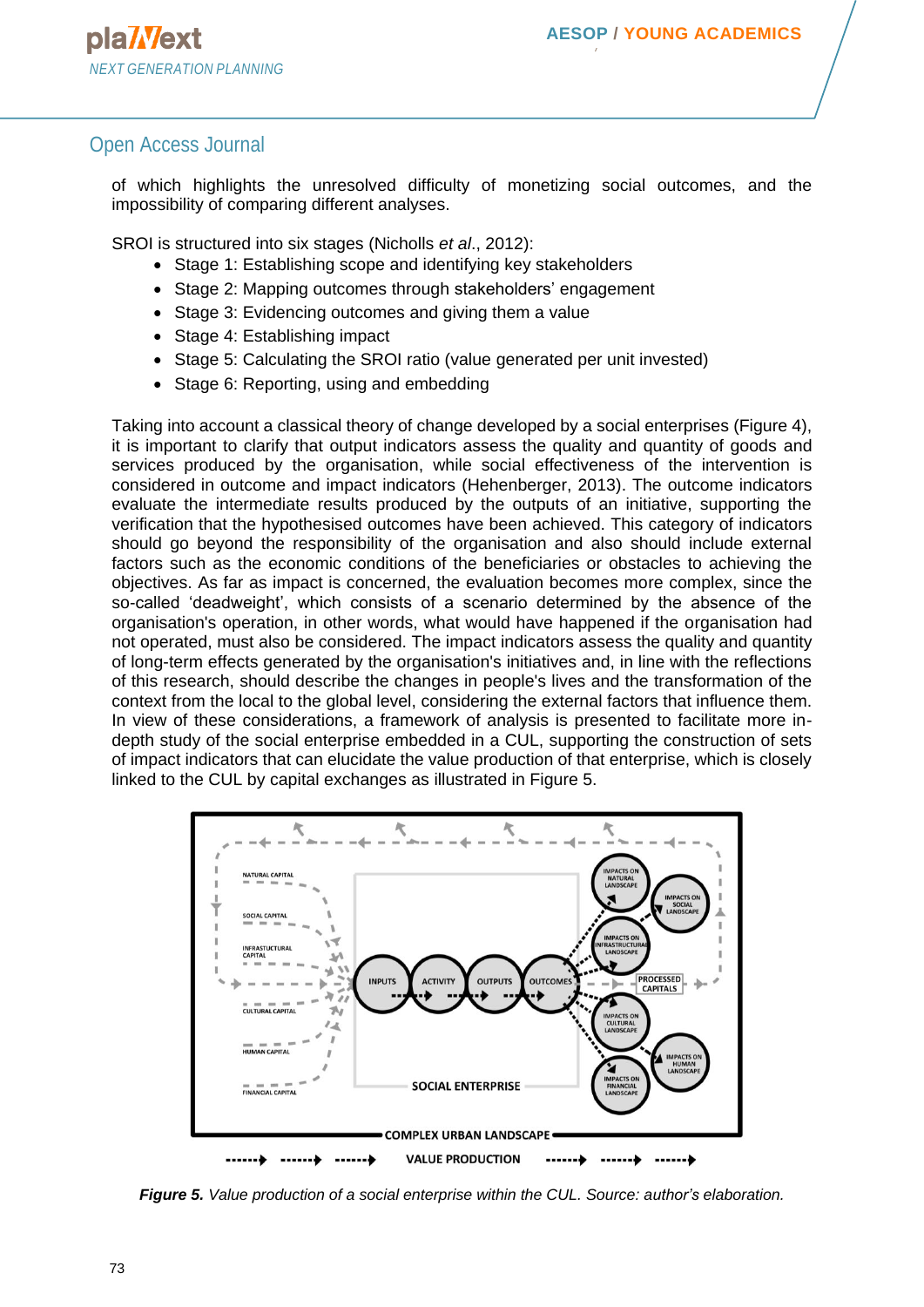of which highlights the unresolved difficulty of monetizing social outcomes, and the impossibility of comparing different analyses.

SROI is structured into six stages (Nicholls *et al*., 2012):

- Stage 1: Establishing scope and identifying key stakeholders
- Stage 2: Mapping outcomes through stakeholders' engagement
- Stage 3: Evidencing outcomes and giving them a value
- Stage 4: Establishing impact
- Stage 5: Calculating the SROI ratio (value generated per unit invested)
- Stage 6: Reporting, using and embedding

Taking into account a classical theory of change developed by a social enterprises (Figure 4), it is important to clarify that output indicators assess the quality and quantity of goods and services produced by the organisation, while social effectiveness of the intervention is considered in outcome and impact indicators (Hehenberger, 2013). The outcome indicators evaluate the intermediate results produced by the outputs of an initiative, supporting the verification that the hypothesised outcomes have been achieved. This category of indicators should go beyond the responsibility of the organisation and also should include external factors such as the economic conditions of the beneficiaries or obstacles to achieving the objectives. As far as impact is concerned, the evaluation becomes more complex, since the so-called 'deadweight', which consists of a scenario determined by the absence of the organisation's operation, in other words, what would have happened if the organisation had not operated, must also be considered. The impact indicators assess the quality and quantity of long-term effects generated by the organisation's initiatives and, in line with the reflections of this research, should describe the changes in people's lives and the transformation of the context from the local to the global level, considering the external factors that influence them. In view of these considerations, a framework of analysis is presented to facilitate more in-depth study of the social enterprise embedded in a CUL, supporting the construction of sets of impact indicators that can elucidate the value production of that enterprise, which is closely linked to the CUL by capital exchanges as illustrated in Figure 5.

***Figure 5.*** *Value production of a social enterprise within the CUL. Source: author's elaboration.*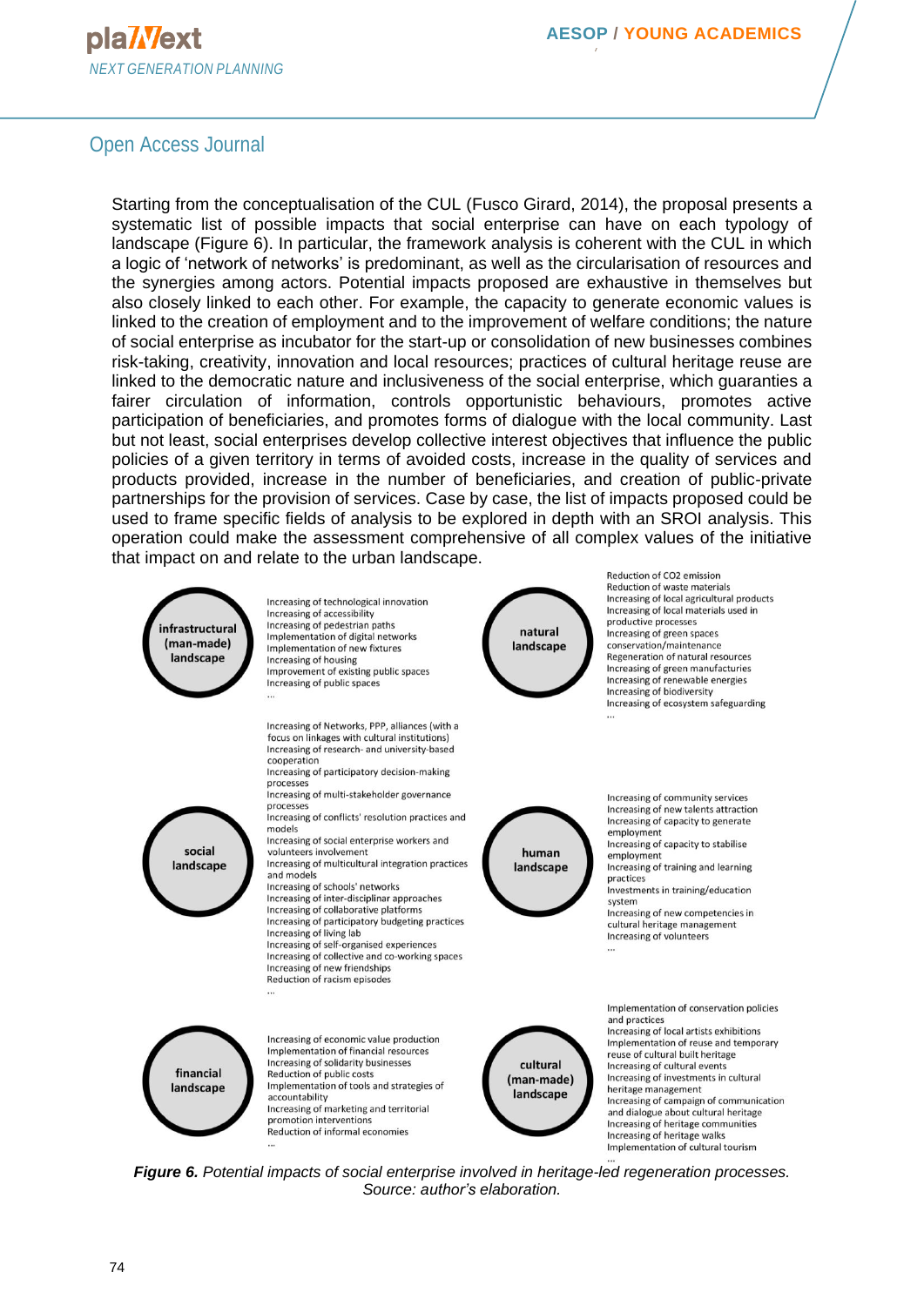Starting from the conceptualisation of the CUL (Fusco Girard, 2014), the proposal presents a systematic list of possible impacts that social enterprise can have on each typology of landscape (Figure 6). In particular, the framework analysis is coherent with the CUL in which a logic of 'network of networks' is predominant, as well as the circularisation of resources and the synergies among actors. Potential impacts proposed are exhaustive in themselves but also closely linked to each other. For example, the capacity to generate economic values is linked to the creation of employment and to the improvement of welfare conditions; the nature of social enterprise as incubator for the start-up or consolidation of new businesses combines risk-taking, creativity, innovation and local resources; practices of cultural heritage reuse are linked to the democratic nature and inclusiveness of the social enterprise, which guaranties a fairer circulation of information, controls opportunistic behaviours, promotes active participation of beneficiaries, and promotes forms of dialogue with the local community. Last but not least, social enterprises develop collective interest objectives that influence the public policies of a given territory in terms of avoided costs, increase in the quality of services and products provided, increase in the number of beneficiaries, and creation of public-private partnerships for the provision of services. Case by case, the list of impacts proposed could be used to frame specific fields of analysis to be explored in depth with an SROI analysis. This operation could make the assessment comprehensive of all complex values of the initiative that impact on and relate to the urban landscape.

**infrastructural (man-made) landscape**

Increasing of technological innovation
Increasing of accessibility
Increasing of pedestrian paths
Implementation of digital networks
Implementation of new fixtures
Increasing of housing
Improvement of existing public spaces
Increasing of public spaces
...

**natural landscape**

Reduction of CO2 emission
Reduction of waste materials
Increasing of local agricultural products
Increasing of local materials used in productive processes
Increasing of green spaces conservation/maintenance
Regeneration of natural resources
Increasing of green manufactures
Increasing of renewable energies
Increasing of biodiversity
Increasing of ecosystem safeguarding
...

**social landscape**

Increasing of Networks, PPP, alliances (with a focus on linkages with cultural institutions)
Increasing of research- and university-based cooperation
Increasing of participatory decision-making processes
Increasing of multi-stakeholder governance processes
Increasing of conflicts' resolution practices and models
Increasing of social enterprise workers and volunteers involvement
Increasing of multicultural integration practices and models
Increasing of schools' networks
Increasing of inter-disciplinar approaches
Increasing of collaborative platforms
Increasing of participatory budgeting practices
Increasing of living lab
Increasing of self-organised experiences
Increasing of collective and co-working spaces
Increasing of new friendships
Reduction of racism episodes
...

**human landscape**

Increasing of community services
Increasing of new talents attraction
Increasing of capacity to generate employment
Increasing of capacity to stabilise employment
Increasing of training and learning practices
Investments in training/education system
Increasing of new competencies in cultural heritage management
Increasing of volunteers
...

**financial landscape**

Increasing of economic value production
Implementation of financial resources
Increasing of solidarity businesses
Reduction of public costs
Implementation of tools and strategies of accountability
Increasing of marketing and territorial promotion interventions
Reduction of informal economies
...

**cultural (man-made) landscape**

Implementation of conservation policies and practices
Increasing of local artists exhibitions
Implementation of reuse and temporary reuse of cultural built heritage
Increasing of cultural events
Increasing of investments in cultural heritage management
Increasing of campaign of communication and dialogue about cultural heritage
Increasing of heritage communities
Increasing of heritage walks
Implementation of cultural tourism
...

***Figure 6.*** *Potential impacts of social enterprise involved in heritage-led regeneration processes. Source: author's elaboration.*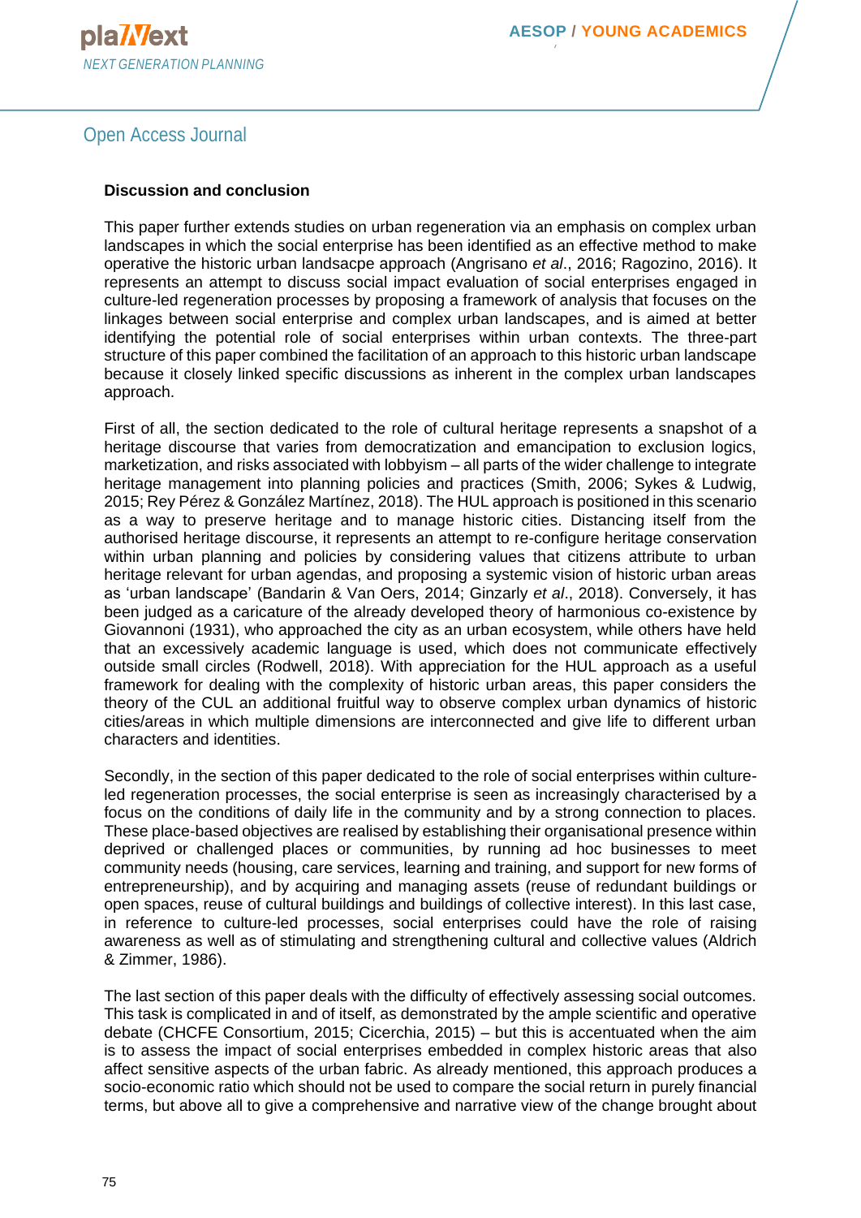**Discussion and conclusion**

This paper further extends studies on urban regeneration via an emphasis on complex urban landscapes in which the social enterprise has been identified as an effective method to make operative the historic urban landsacpe approach (Angrisano *et al*., 2016; Ragozino, 2016). It represents an attempt to discuss social impact evaluation of social enterprises engaged in culture-led regeneration processes by proposing a framework of analysis that focuses on the linkages between social enterprise and complex urban landscapes, and is aimed at better identifying the potential role of social enterprises within urban contexts. The three-part structure of this paper combined the facilitation of an approach to this historic urban landscape because it closely linked specific discussions as inherent in the complex urban landscapes approach.

First of all, the section dedicated to the role of cultural heritage represents a snapshot of a heritage discourse that varies from democratization and emancipation to exclusion logics, marketization, and risks associated with lobbyism – all parts of the wider challenge to integrate heritage management into planning policies and practices (Smith, 2006; Sykes & Ludwig, 2015; Rey Pérez & González Martínez, 2018). The HUL approach is positioned in this scenario as a way to preserve heritage and to manage historic cities. Distancing itself from the authorised heritage discourse, it represents an attempt to re-configure heritage conservation within urban planning and policies by considering values that citizens attribute to urban heritage relevant for urban agendas, and proposing a systemic vision of historic urban areas as 'urban landscape' (Bandarin & Van Oers, 2014; Ginzarly *et al*., 2018). Conversely, it has been judged as a caricature of the already developed theory of harmonious co-existence by Giovannoni (1931), who approached the city as an urban ecosystem, while others have held that an excessively academic language is used, which does not communicate effectively outside small circles (Rodwell, 2018). With appreciation for the HUL approach as a useful framework for dealing with the complexity of historic urban areas, this paper considers the theory of the CUL an additional fruitful way to observe complex urban dynamics of historic cities/areas in which multiple dimensions are interconnected and give life to different urban characters and identities.

Secondly, in the section of this paper dedicated to the role of social enterprises within culture-led regeneration processes, the social enterprise is seen as increasingly characterised by a focus on the conditions of daily life in the community and by a strong connection to places. These place-based objectives are realised by establishing their organisational presence within deprived or challenged places or communities, by running ad hoc businesses to meet community needs (housing, care services, learning and training, and support for new forms of entrepreneurship), and by acquiring and managing assets (reuse of redundant buildings or open spaces, reuse of cultural buildings and buildings of collective interest). In this last case, in reference to culture-led processes, social enterprises could have the role of raising awareness as well as of stimulating and strengthening cultural and collective values (Aldrich & Zimmer, 1986).

The last section of this paper deals with the difficulty of effectively assessing social outcomes. This task is complicated in and of itself, as demonstrated by the ample scientific and operative debate (CHCFE Consortium, 2015; Cicerchia, 2015) – but this is accentuated when the aim is to assess the impact of social enterprises embedded in complex historic areas that also affect sensitive aspects of the urban fabric. As already mentioned, this approach produces a socio-economic ratio which should not be used to compare the social return in purely financial terms, but above all to give a comprehensive and narrative view of the change brought about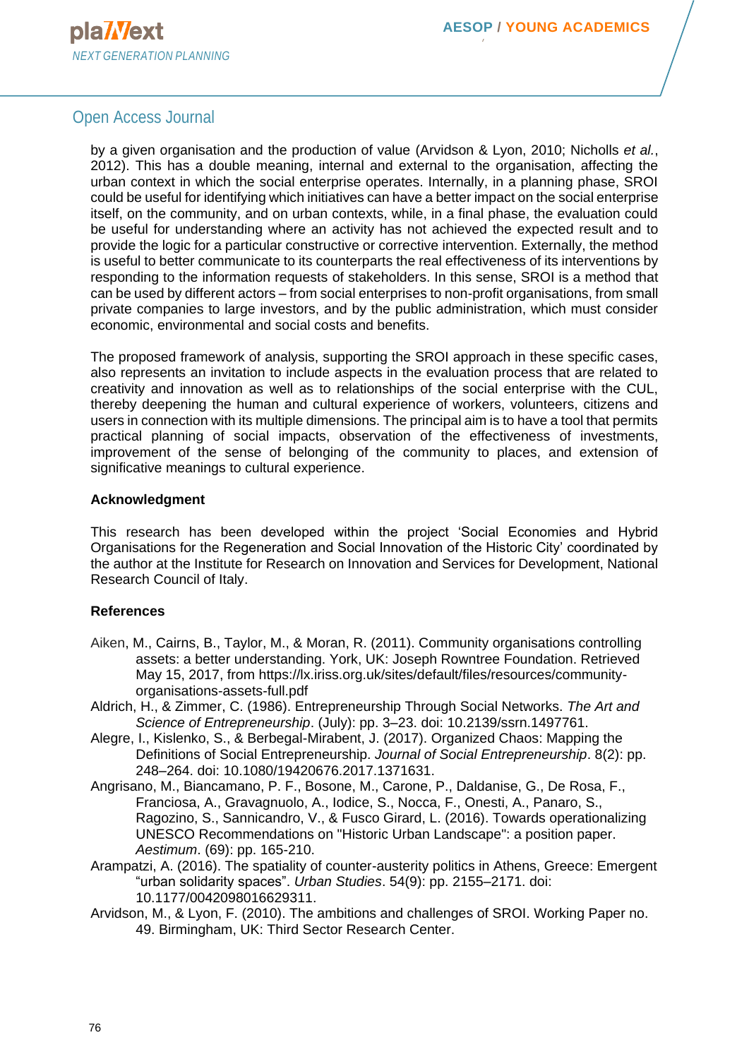by a given organisation and the production of value (Arvidson & Lyon, 2010; Nicholls *et al.*, 2012). This has a double meaning, internal and external to the organisation, affecting the urban context in which the social enterprise operates. Internally, in a planning phase, SROI could be useful for identifying which initiatives can have a better impact on the social enterprise itself, on the community, and on urban contexts, while, in a final phase, the evaluation could be useful for understanding where an activity has not achieved the expected result and to provide the logic for a particular constructive or corrective intervention. Externally, the method is useful to better communicate to its counterparts the real effectiveness of its interventions by responding to the information requests of stakeholders. In this sense, SROI is a method that can be used by different actors – from social enterprises to non-profit organisations, from small private companies to large investors, and by the public administration, which must consider economic, environmental and social costs and benefits.

The proposed framework of analysis, supporting the SROI approach in these specific cases, also represents an invitation to include aspects in the evaluation process that are related to creativity and innovation as well as to relationships of the social enterprise with the CUL, thereby deepening the human and cultural experience of workers, volunteers, citizens and users in connection with its multiple dimensions. The principal aim is to have a tool that permits practical planning of social impacts, observation of the effectiveness of investments, improvement of the sense of belonging of the community to places, and extension of significative meanings to cultural experience.

### Acknowledgment

This research has been developed within the project 'Social Economies and Hybrid Organisations for the Regeneration and Social Innovation of the Historic City' coordinated by the author at the Institute for Research on Innovation and Services for Development, National Research Council of Italy.

### References

Aiken, M., Cairns, B., Taylor, M., & Moran, R. (2011). Community organisations controlling assets: a better understanding. York, UK: Joseph Rowntree Foundation. Retrieved May 15, 2017, from https://lx.iriss.org.uk/sites/default/files/resources/community-organisations-assets-full.pdf

Aldrich, H., & Zimmer, C. (1986). Entrepreneurship Through Social Networks. *The Art and Science of Entrepreneurship*. (July): pp. 3–23. doi: 10.2139/ssrn.1497761.

Alegre, I., Kislenko, S., & Berbegal-Mirabent, J. (2017). Organized Chaos: Mapping the Definitions of Social Entrepreneurship. *Journal of Social Entrepreneurship*. 8(2): pp. 248–264. doi: 10.1080/19420676.2017.1371631.

Angrisano, M., Biancamano, P. F., Bosone, M., Carone, P., Daldanise, G., De Rosa, F., Franciosa, A., Gravagnuolo, A., Iodice, S., Nocca, F., Onesti, A., Panaro, S., Ragozino, S., Sannicandro, V., & Fusco Girard, L. (2016). Towards operationalizing UNESCO Recommendations on "Historic Urban Landscape": a position paper. *Aestimum*. (69): pp. 165-210.

Arampatzi, A. (2016). The spatiality of counter-austerity politics in Athens, Greece: Emergent "urban solidarity spaces". *Urban Studies*. 54(9): pp. 2155–2171. doi: 10.1177/0042098016629311.

Arvidson, M., & Lyon, F. (2010). The ambitions and challenges of SROI. Working Paper no. 49. Birmingham, UK: Third Sector Research Center.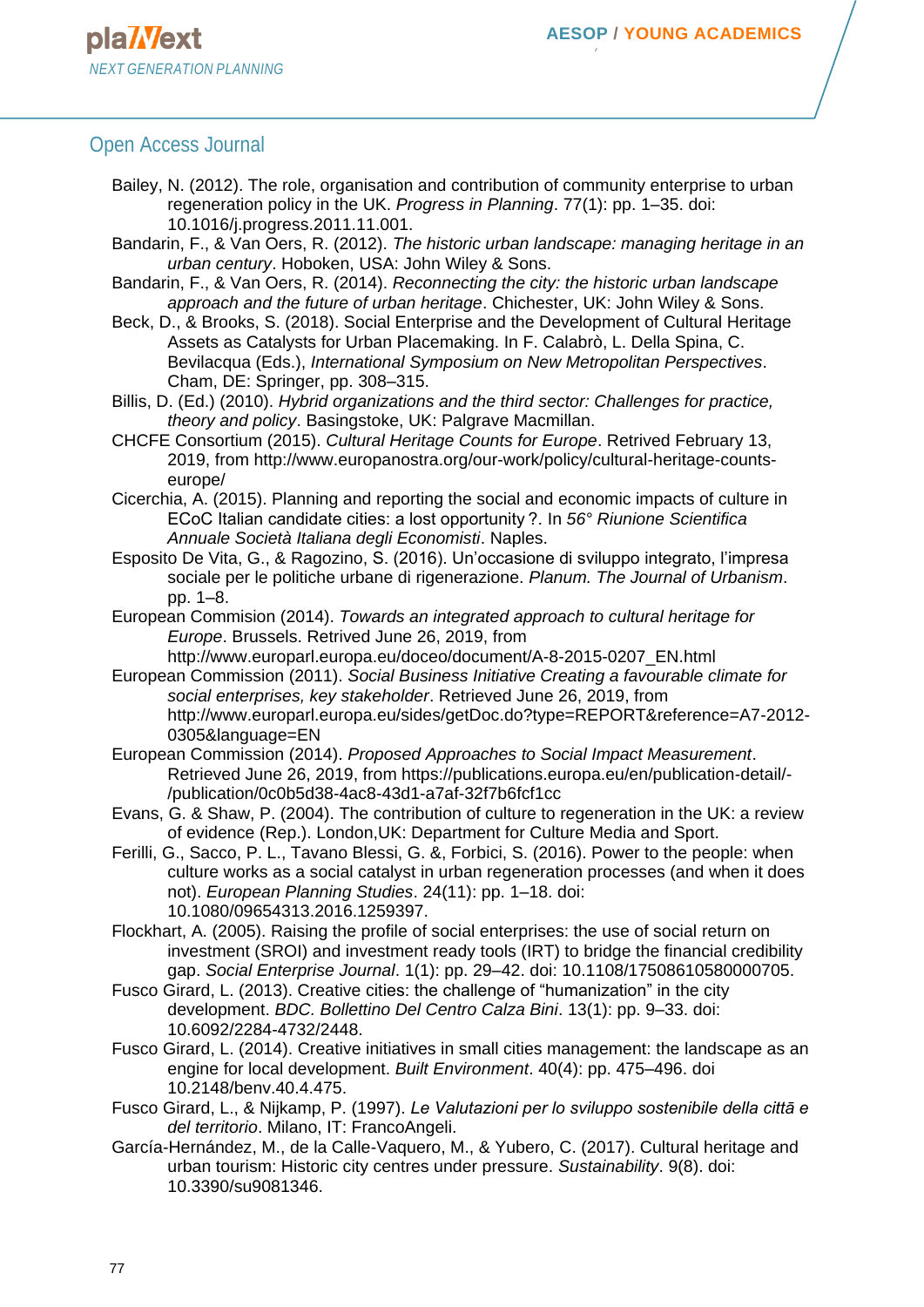Bailey, N. (2012). The role, organisation and contribution of community enterprise to urban regeneration policy in the UK. *Progress in Planning*. 77(1): pp. 1–35. doi: 10.1016/j.progress.2011.11.001.

Bandarin, F., & Van Oers, R. (2012). *The historic urban landscape: managing heritage in an urban century*. Hoboken, USA: John Wiley & Sons.

Bandarin, F., & Van Oers, R. (2014). *Reconnecting the city: the historic urban landscape approach and the future of urban heritage*. Chichester, UK: John Wiley & Sons.

Beck, D., & Brooks, S. (2018). Social Enterprise and the Development of Cultural Heritage Assets as Catalysts for Urban Placemaking. In F. Calabrò, L. Della Spina, C. Bevilacqua (Eds.), *International Symposium on New Metropolitan Perspectives*. Cham, DE: Springer, pp. 308–315.

Billis, D. (Ed.) (2010). *Hybrid organizations and the third sector: Challenges for practice, theory and policy*. Basingstoke, UK: Palgrave Macmillan.

CHCFE Consortium (2015). *Cultural Heritage Counts for Europe*. Retrived February 13, 2019, from http://www.europanostra.org/our-work/policy/cultural-heritage-counts-europe/

Cicerchia, A. (2015). Planning and reporting the social and economic impacts of culture in ECoC Italian candidate cities: a lost opportunity?. In *56° Riunione Scientifica Annuale Società Italiana degli Economisti*. Naples.

Esposito De Vita, G., & Ragozino, S. (2016). Un'occasione di sviluppo integrato, l'impresa sociale per le politiche urbane di rigenerazione. *Planum. The Journal of Urbanism*. pp. 1–8.

European Commision (2014). *Towards an integrated approach to cultural heritage for Europe*. Brussels. Retrived June 26, 2019, from http://www.europarl.europa.eu/doceo/document/A-8-2015-0207_EN.html

European Commission (2011). *Social Business Initiative Creating a favourable climate for social enterprises, key stakeholder*. Retrieved June 26, 2019, from http://www.europarl.europa.eu/sides/getDoc.do?type=REPORT&reference=A7-2012-0305&language=EN

European Commission (2014). *Proposed Approaches to Social Impact Measurement*. Retrieved June 26, 2019, from https://publications.europa.eu/en/publication-detail/-/publication/0c0b5d38-4ac8-43d1-a7af-32f7b6fcf1cc

Evans, G. & Shaw, P. (2004). The contribution of culture to regeneration in the UK: a review of evidence (Rep.). London,UK: Department for Culture Media and Sport.

Ferilli, G., Sacco, P. L., Tavano Blessi, G. &, Forbici, S. (2016). Power to the people: when culture works as a social catalyst in urban regeneration processes (and when it does not). *European Planning Studies*. 24(11): pp. 1–18. doi: 10.1080/09654313.2016.1259397.

Flockhart, A. (2005). Raising the profile of social enterprises: the use of social return on investment (SROI) and investment ready tools (IRT) to bridge the financial credibility gap. *Social Enterprise Journal*. 1(1): pp. 29–42. doi: 10.1108/17508610580000705.

Fusco Girard, L. (2013). Creative cities: the challenge of "humanization" in the city development. *BDC. Bollettino Del Centro Calza Bini*. 13(1): pp. 9–33. doi: 10.6092/2284-4732/2448.

Fusco Girard, L. (2014). Creative initiatives in small cities management: the landscape as an engine for local development. *Built Environment*. 40(4): pp. 475–496. doi 10.2148/benv.40.4.475.

Fusco Girard, L., & Nijkamp, P. (1997). *Le Valutazioni per lo sviluppo sostenibile della cittā e del territorio*. Milano, IT: FrancoAngeli.

García-Hernández, M., de la Calle-Vaquero, M., & Yubero, C. (2017). Cultural heritage and urban tourism: Historic city centres under pressure. *Sustainability*. 9(8). doi: 10.3390/su9081346.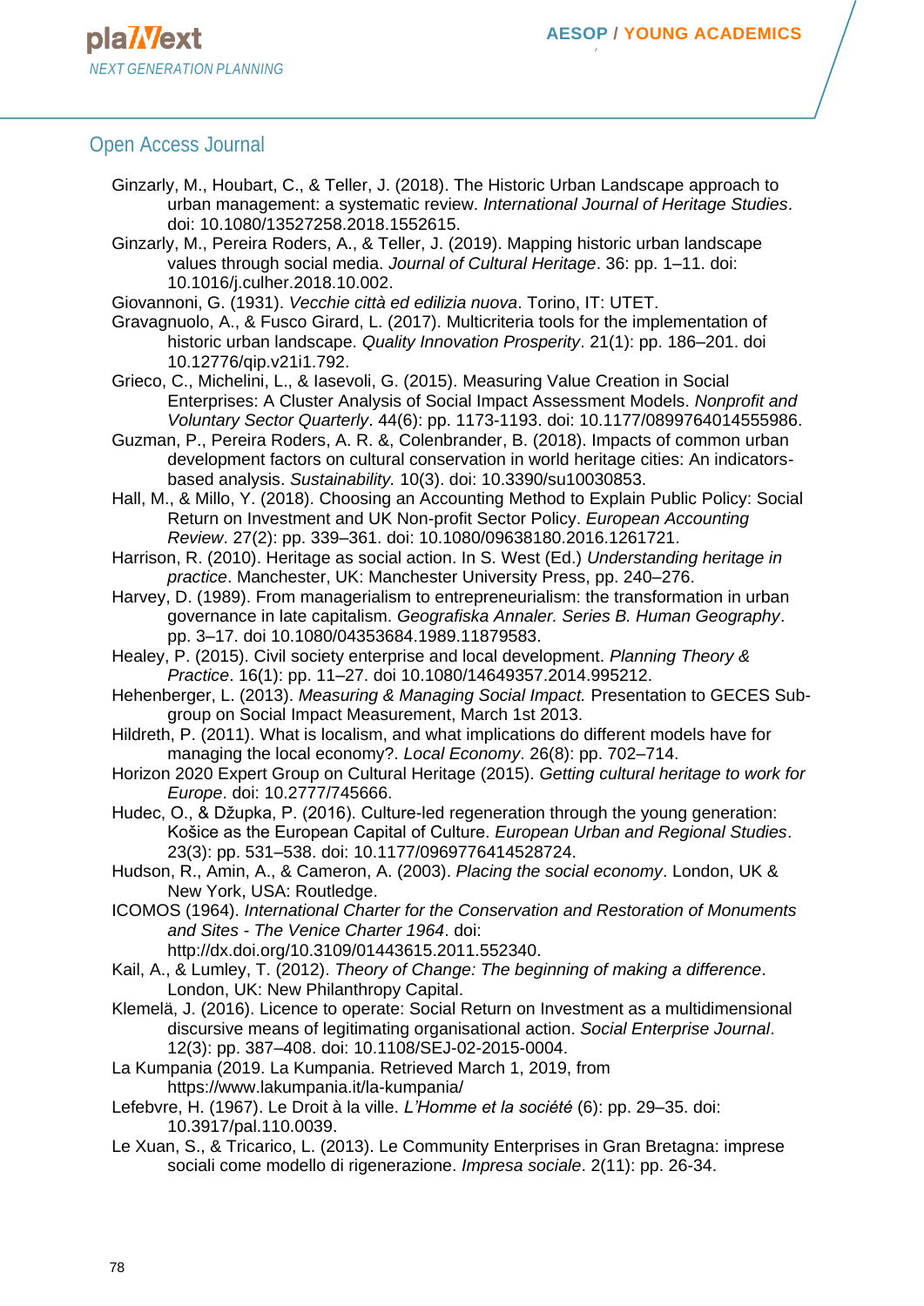Ginzarly, M., Houbart, C., & Teller, J. (2018). The Historic Urban Landscape approach to urban management: a systematic review. *International Journal of Heritage Studies*. doi: 10.1080/13527258.2018.1552615.

Ginzarly, M., Pereira Roders, A., & Teller, J. (2019). Mapping historic urban landscape values through social media. *Journal of Cultural Heritage*. 36: pp. 1–11. doi: 10.1016/j.culher.2018.10.002.

Giovannoni, G. (1931). *Vecchie città ed edilizia nuova*. Torino, IT: UTET.

Gravagnuolo, A., & Fusco Girard, L. (2017). Multicriteria tools for the implementation of historic urban landscape. *Quality Innovation Prosperity*. 21(1): pp. 186–201. doi 10.12776/qip.v21i1.792.

Grieco, C., Michelini, L., & Iasevoli, G. (2015). Measuring Value Creation in Social Enterprises: A Cluster Analysis of Social Impact Assessment Models. *Nonprofit and Voluntary Sector Quarterly*. 44(6): pp. 1173-1193. doi: 10.1177/0899764014555986.

Guzman, P., Pereira Roders, A. R. &, Colenbrander, B. (2018). Impacts of common urban development factors on cultural conservation in world heritage cities: An indicators-based analysis. *Sustainability.* 10(3). doi: 10.3390/su10030853.

Hall, M., & Millo, Y. (2018). Choosing an Accounting Method to Explain Public Policy: Social Return on Investment and UK Non-profit Sector Policy. *European Accounting Review*. 27(2): pp. 339–361. doi: 10.1080/09638180.2016.1261721.

Harrison, R. (2010). Heritage as social action. In S. West (Ed.) *Understanding heritage in practice*. Manchester, UK: Manchester University Press, pp. 240–276.

Harvey, D. (1989). From managerialism to entrepreneurialism: the transformation in urban governance in late capitalism. *Geografiska Annaler. Series B. Human Geography*. pp. 3–17. doi 10.1080/04353684.1989.11879583.

Healey, P. (2015). Civil society enterprise and local development. *Planning Theory & Practice*. 16(1): pp. 11–27. doi 10.1080/14649357.2014.995212.

Hehenberger, L. (2013). *Measuring & Managing Social Impact.* Presentation to GECES Sub-group on Social Impact Measurement, March 1st 2013.

Hildreth, P. (2011). What is localism, and what implications do different models have for managing the local economy?. *Local Economy*. 26(8): pp. 702–714.

Horizon 2020 Expert Group on Cultural Heritage (2015). *Getting cultural heritage to work for Europe*. doi: 10.2777/745666.

Hudec, O., & Džupka, P. (2016). Culture-led regeneration through the young generation: Košice as the European Capital of Culture. *European Urban and Regional Studies*. 23(3): pp. 531–538. doi: 10.1177/0969776414528724.

Hudson, R., Amin, A., & Cameron, A. (2003). *Placing the social economy*. London, UK & New York, USA: Routledge.

ICOMOS (1964). *International Charter for the Conservation and Restoration of Monuments and Sites - The Venice Charter 1964*. doi: http://dx.doi.org/10.3109/01443615.2011.552340.

Kail, A., & Lumley, T. (2012). *Theory of Change: The beginning of making a difference*. London, UK: New Philanthropy Capital.

Klemelä, J. (2016). Licence to operate: Social Return on Investment as a multidimensional discursive means of legitimating organisational action. *Social Enterprise Journal*. 12(3): pp. 387–408. doi: 10.1108/SEJ-02-2015-0004.

La Kumpania (2019. La Kumpania. Retrieved March 1, 2019, from https://www.lakumpania.it/la-kumpania/

Lefebvre, H. (1967). Le Droit à la ville. *L'Homme et la société* (6): pp. 29–35. doi: 10.3917/pal.110.0039.

Le Xuan, S., & Tricarico, L. (2013). Le Community Enterprises in Gran Bretagna: imprese sociali come modello di rigenerazione. *Impresa sociale*. 2(11): pp. 26-34.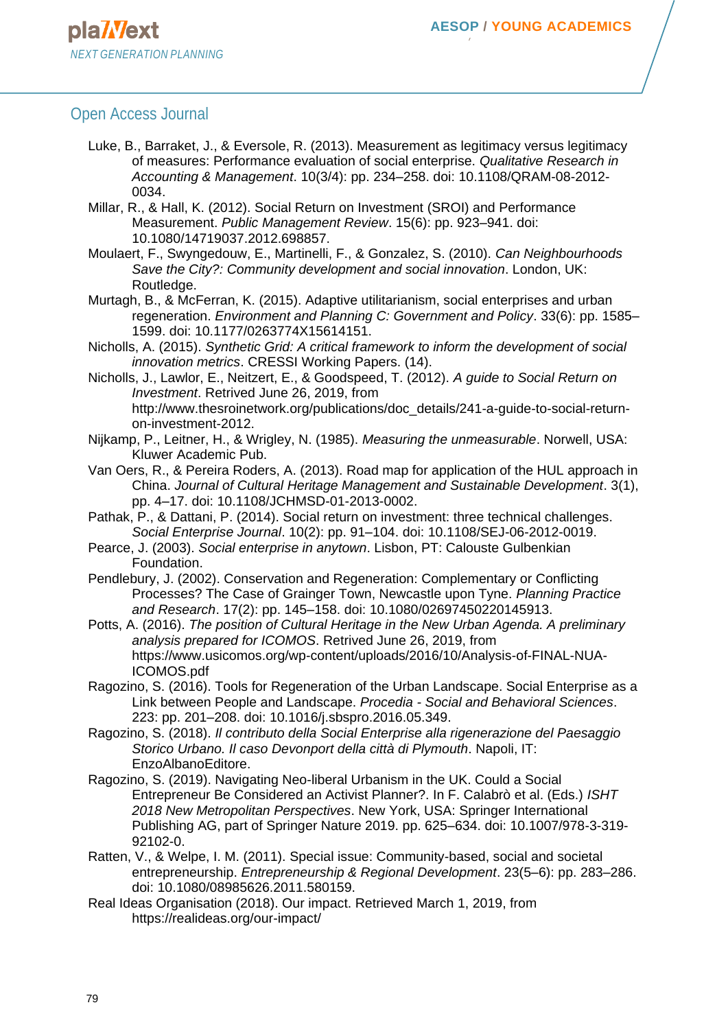Luke, B., Barraket, J., & Eversole, R. (2013). Measurement as legitimacy versus legitimacy of measures: Performance evaluation of social enterprise. *Qualitative Research in Accounting & Management*. 10(3/4): pp. 234–258. doi: 10.1108/QRAM-08-2012-0034.

Millar, R., & Hall, K. (2012). Social Return on Investment (SROI) and Performance Measurement. *Public Management Review*. 15(6): pp. 923–941. doi: 10.1080/14719037.2012.698857.

Moulaert, F., Swyngedouw, E., Martinelli, F., & Gonzalez, S. (2010). *Can Neighbourhoods Save the City?: Community development and social innovation*. London, UK: Routledge.

Murtagh, B., & McFerran, K. (2015). Adaptive utilitarianism, social enterprises and urban regeneration. *Environment and Planning C: Government and Policy*. 33(6): pp. 1585–1599. doi: 10.1177/0263774X15614151.

Nicholls, A. (2015). *Synthetic Grid: A critical framework to inform the development of social innovation metrics*. CRESSI Working Papers. (14).

Nicholls, J., Lawlor, E., Neitzert, E., & Goodspeed, T. (2012). *A guide to Social Return on Investment*. Retrived June 26, 2019, from http://www.thesroinetwork.org/publications/doc_details/241-a-guide-to-social-return-on-investment-2012.

Nijkamp, P., Leitner, H., & Wrigley, N. (1985). *Measuring the unmeasurable*. Norwell, USA: Kluwer Academic Pub.

Van Oers, R., & Pereira Roders, A. (2013). Road map for application of the HUL approach in China. *Journal of Cultural Heritage Management and Sustainable Development*. 3(1), pp. 4–17. doi: 10.1108/JCHMSD-01-2013-0002.

Pathak, P., & Dattani, P. (2014). Social return on investment: three technical challenges. *Social Enterprise Journal*. 10(2): pp. 91–104. doi: 10.1108/SEJ-06-2012-0019.

Pearce, J. (2003). *Social enterprise in anytown*. Lisbon, PT: Calouste Gulbenkian Foundation.

Pendlebury, J. (2002). Conservation and Regeneration: Complementary or Conflicting Processes? The Case of Grainger Town, Newcastle upon Tyne. *Planning Practice and Research*. 17(2): pp. 145–158. doi: 10.1080/02697450220145913.

Potts, A. (2016). *The position of Cultural Heritage in the New Urban Agenda. A preliminary analysis prepared for ICOMOS*. Retrived June 26, 2019, from https://www.usicomos.org/wp-content/uploads/2016/10/Analysis-of-FINAL-NUA-ICOMOS.pdf

Ragozino, S. (2016). Tools for Regeneration of the Urban Landscape. Social Enterprise as a Link between People and Landscape. *Procedia - Social and Behavioral Sciences*. 223: pp. 201–208. doi: 10.1016/j.sbspro.2016.05.349.

Ragozino, S. (2018). *Il contributo della Social Enterprise alla rigenerazione del Paesaggio Storico Urbano. Il caso Devonport della città di Plymouth*. Napoli, IT: EnzoAlbanoEditore.

Ragozino, S. (2019). Navigating Neo-liberal Urbanism in the UK. Could a Social Entrepreneur Be Considered an Activist Planner?. In F. Calabrò et al. (Eds.) *ISHT 2018 New Metropolitan Perspectives*. New York, USA: Springer International Publishing AG, part of Springer Nature 2019. pp. 625–634. doi: 10.1007/978-3-319-92102-0.

Ratten, V., & Welpe, I. M. (2011). Special issue: Community-based, social and societal entrepreneurship. *Entrepreneurship & Regional Development*. 23(5–6): pp. 283–286. doi: 10.1080/08985626.2011.580159.

Real Ideas Organisation (2018). Our impact. Retrieved March 1, 2019, from https://realideas.org/our-impact/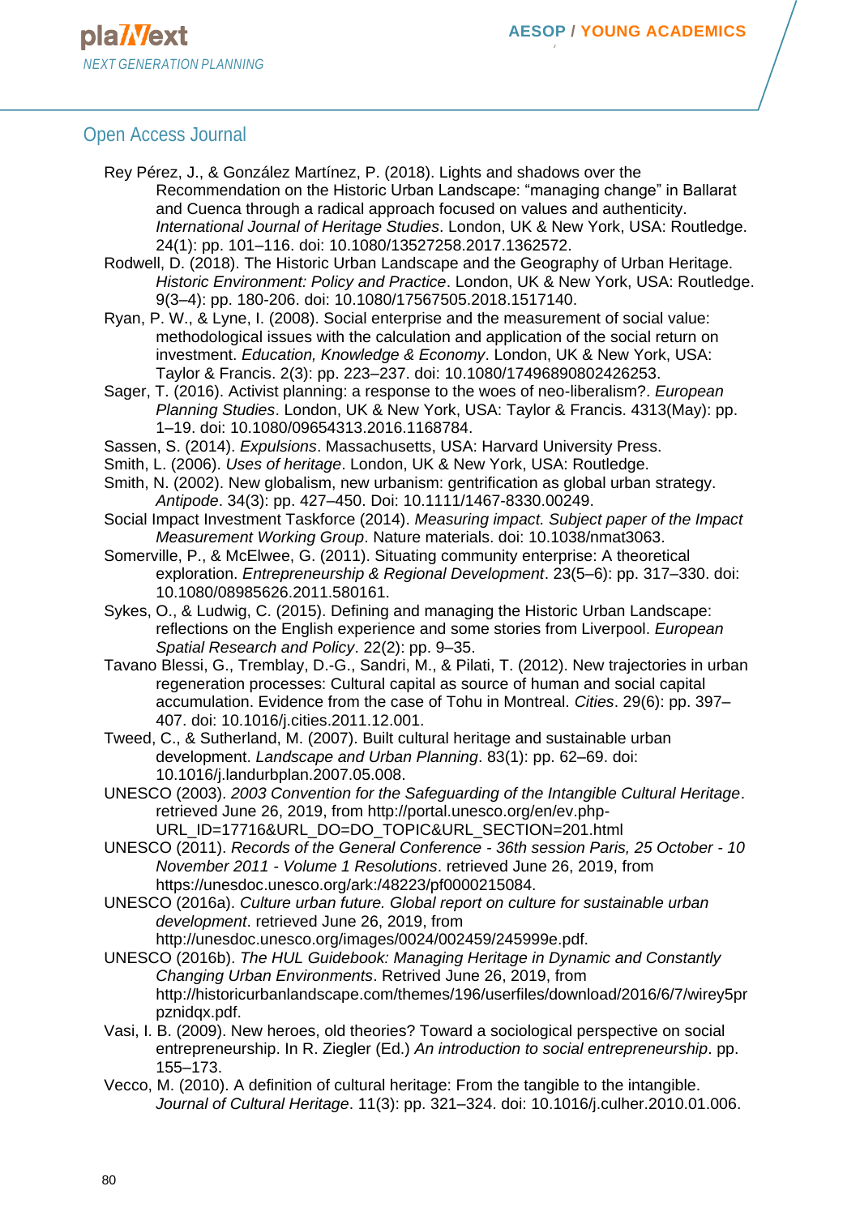Rey Pérez, J., & González Martínez, P. (2018). Lights and shadows over the Recommendation on the Historic Urban Landscape: “managing change” in Ballarat and Cuenca through a radical approach focused on values and authenticity. *International Journal of Heritage Studies*. London, UK & New York, USA: Routledge. 24(1): pp. 101–116. doi: 10.1080/13527258.2017.1362572.

Rodwell, D. (2018). The Historic Urban Landscape and the Geography of Urban Heritage. *Historic Environment: Policy and Practice*. London, UK & New York, USA: Routledge. 9(3–4): pp. 180-206. doi: 10.1080/17567505.2018.1517140.

Ryan, P. W., & Lyne, I. (2008). Social enterprise and the measurement of social value: methodological issues with the calculation and application of the social return on investment. *Education, Knowledge & Economy*. London, UK & New York, USA: Taylor & Francis. 2(3): pp. 223–237. doi: 10.1080/17496890802426253.

Sager, T. (2016). Activist planning: a response to the woes of neo-liberalism?. *European Planning Studies*. London, UK & New York, USA: Taylor & Francis. 4313(May): pp. 1–19. doi: 10.1080/09654313.2016.1168784.

Sassen, S. (2014). *Expulsions*. Massachusetts, USA: Harvard University Press.

Smith, L. (2006). *Uses of heritage*. London, UK & New York, USA: Routledge.

Smith, N. (2002). New globalism, new urbanism: gentrification as global urban strategy. *Antipode*. 34(3): pp. 427–450. Doi: 10.1111/1467-8330.00249.

Social Impact Investment Taskforce (2014). *Measuring impact. Subject paper of the Impact Measurement Working Group*. Nature materials. doi: 10.1038/nmat3063.

Somerville, P., & McElwee, G. (2011). Situating community enterprise: A theoretical exploration. *Entrepreneurship & Regional Development*. 23(5–6): pp. 317–330. doi: 10.1080/08985626.2011.580161.

Sykes, O., & Ludwig, C. (2015). Defining and managing the Historic Urban Landscape: reflections on the English experience and some stories from Liverpool. *European Spatial Research and Policy*. 22(2): pp. 9–35.

Tavano Blessi, G., Tremblay, D.-G., Sandri, M., & Pilati, T. (2012). New trajectories in urban regeneration processes: Cultural capital as source of human and social capital accumulation. Evidence from the case of Tohu in Montreal. *Cities*. 29(6): pp. 397–407. doi: 10.1016/j.cities.2011.12.001.

Tweed, C., & Sutherland, M. (2007). Built cultural heritage and sustainable urban development. *Landscape and Urban Planning*. 83(1): pp. 62–69. doi: 10.1016/j.landurbplan.2007.05.008.

UNESCO (2003). *2003 Convention for the Safeguarding of the Intangible Cultural Heritage*. retrieved June 26, 2019, from http://portal.unesco.org/en/ev.php-URL_ID=17716&URL_DO=DO_TOPIC&URL_SECTION=201.html

UNESCO (2011). *Records of the General Conference - 36th session Paris, 25 October - 10 November 2011 - Volume 1 Resolutions*. retrieved June 26, 2019, from https://unesdoc.unesco.org/ark:/48223/pf0000215084.

UNESCO (2016a). *Culture urban future. Global report on culture for sustainable urban development*. retrieved June 26, 2019, from http://unesdoc.unesco.org/images/0024/002459/245999e.pdf.

UNESCO (2016b). *The HUL Guidebook: Managing Heritage in Dynamic and Constantly Changing Urban Environments*. Retrived June 26, 2019, from http://historicurbanlandscape.com/themes/196/userfiles/download/2016/6/7/wirey5prpznidqx.pdf.

Vasi, I. B. (2009). New heroes, old theories? Toward a sociological perspective on social entrepreneurship. In R. Ziegler (Ed.) *An introduction to social entrepreneurship*. pp. 155–173.

Vecco, M. (2010). A definition of cultural heritage: From the tangible to the intangible. *Journal of Cultural Heritage*. 11(3): pp. 321–324. doi: 10.1016/j.culher.2010.01.006.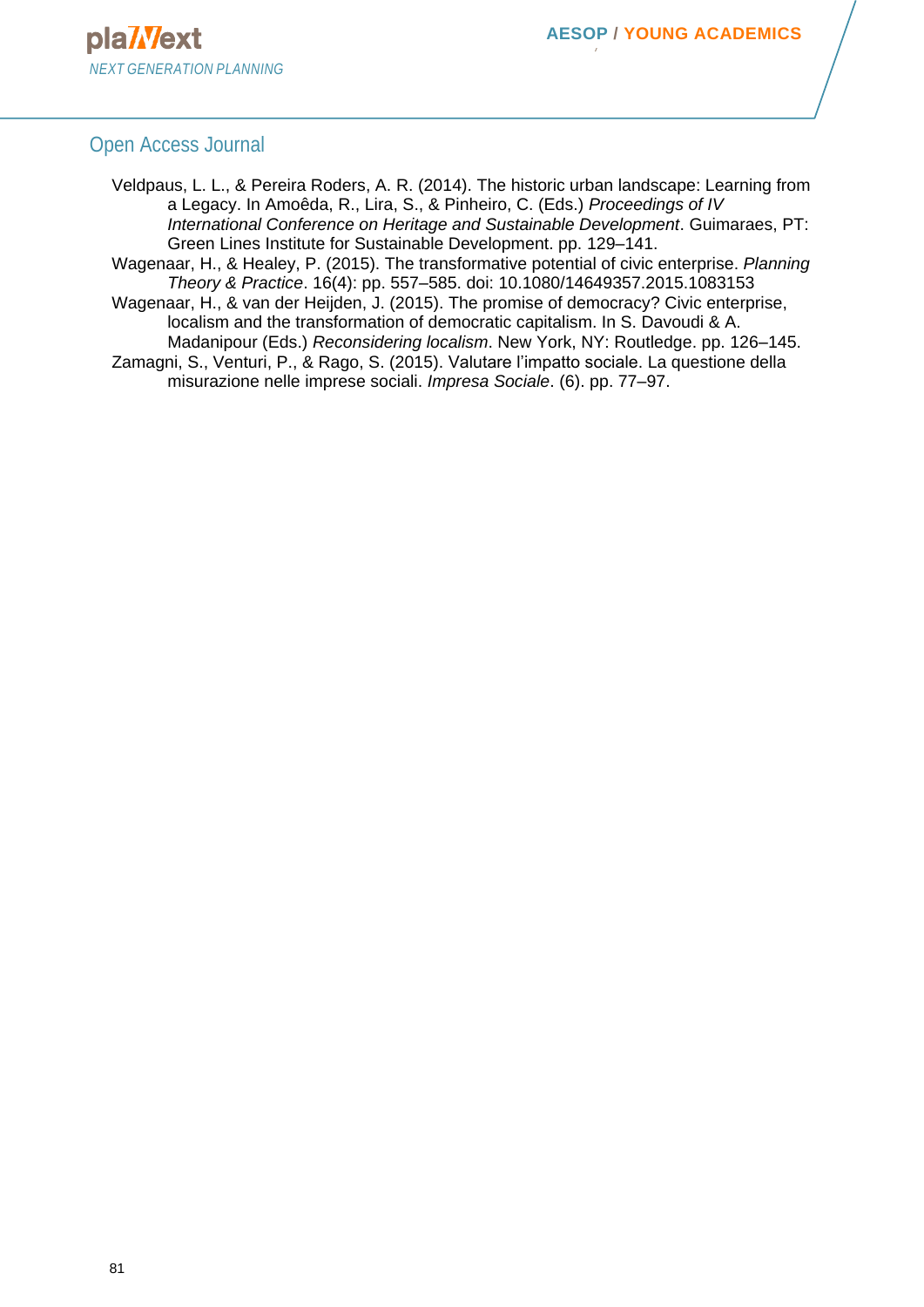Veldpaus, L. L., & Pereira Roders, A. R. (2014). The historic urban landscape: Learning from a Legacy. In Amoêda, R., Lira, S., & Pinheiro, C. (Eds.) *Proceedings of IV International Conference on Heritage and Sustainable Development*. Guimaraes, PT: Green Lines Institute for Sustainable Development. pp. 129–141.

Wagenaar, H., & Healey, P. (2015). The transformative potential of civic enterprise. *Planning Theory & Practice*. 16(4): pp. 557–585. doi: 10.1080/14649357.2015.1083153

Wagenaar, H., & van der Heijden, J. (2015). The promise of democracy? Civic enterprise, localism and the transformation of democratic capitalism. In S. Davoudi & A. Madanipour (Eds.) *Reconsidering localism*. New York, NY: Routledge. pp. 126–145.

Zamagni, S., Venturi, P., & Rago, S. (2015). Valutare l'impatto sociale. La questione della misurazione nelle imprese sociali. *Impresa Sociale*. (6). pp. 77–97.